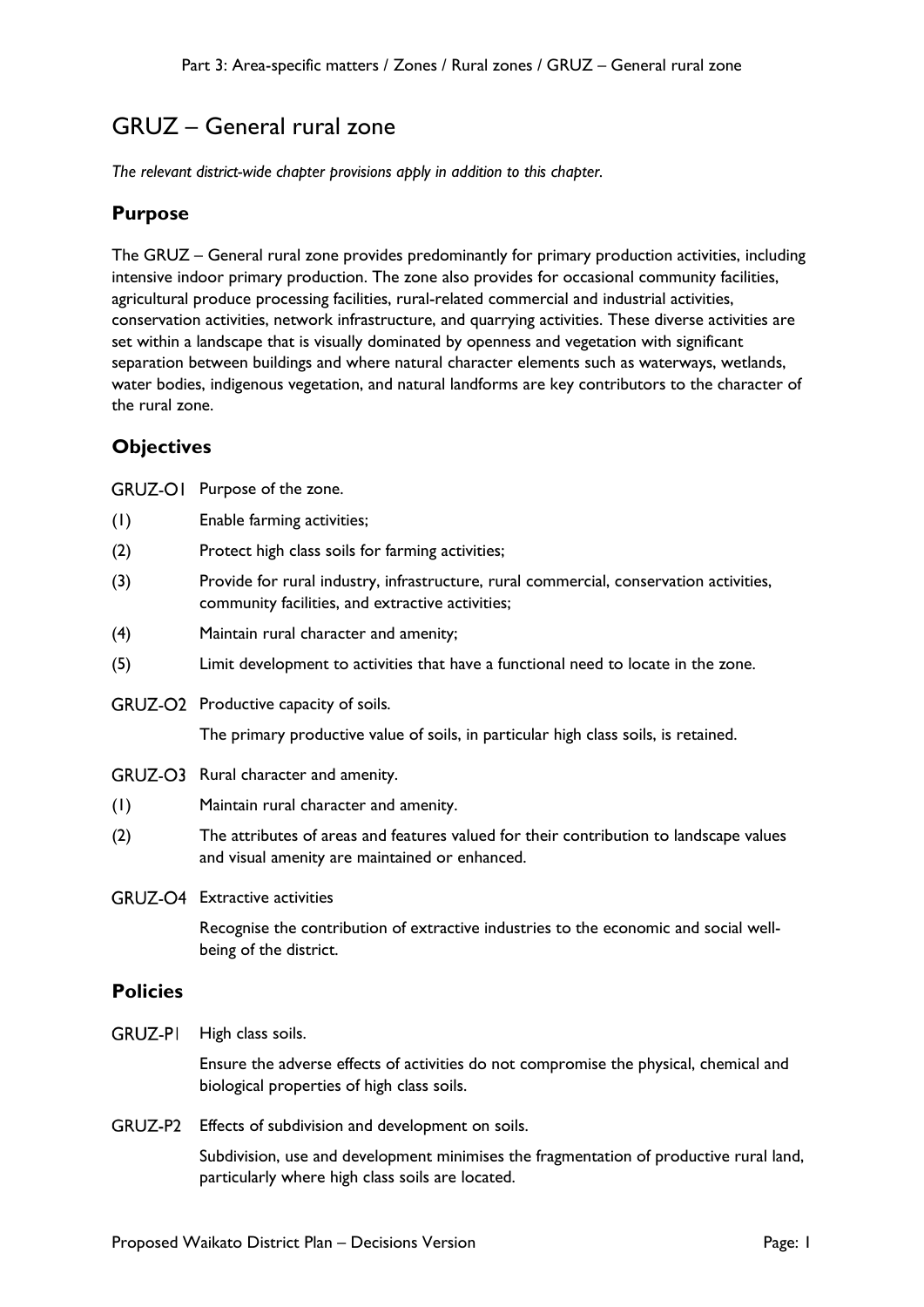# GRUZ – General rural zone

*The relevant district-wide chapter provisions apply in addition to this chapter.*

## Purpose

The GRUZ – General rural zone provides predominantly for primary production activities, including intensive indoor primary production. The zone also provides for occasional community facilities, agricultural produce processing facilities, rural-related commercial and industrial activities, conservation activities, network infrastructure, and quarrying activities. These diverse activities are set within a landscape that is visually dominated by openness and vegetation with significant separation between buildings and where natural character elements such as waterways, wetlands, water bodies, indigenous vegetation, and natural landforms are key contributors to the character of the rural zone.

## Objectives

GRUZ-O1 Purpose of the zone.

(1) Enable farming activities;

(2) Protect high class soils for farming activities;

(3) Provide for rural industry, infrastructure, rural commercial, conservation activities, community facilities, and extractive activities;

(4) Maintain rural character and amenity;

(5) Limit development to activities that have a functional need to locate in the zone.

GRUZ-O2 Productive capacity of soils.

The primary productive value of soils, in particular high class soils, is retained.

GRUZ-O3 Rural character and amenity.

(1) Maintain rural character and amenity.

(2) The attributes of areas and features valued for their contribution to landscape values and visual amenity are maintained or enhanced.

GRUZ-O4 Extractive activities

Recognise the contribution of extractive industries to the economic and social well-being of the district.

## Policies

GRUZ-P1 High class soils.

Ensure the adverse effects of activities do not compromise the physical, chemical and biological properties of high class soils.

GRUZ-P2 Effects of subdivision and development on soils.

Subdivision, use and development minimises the fragmentation of productive rural land, particularly where high class soils are located.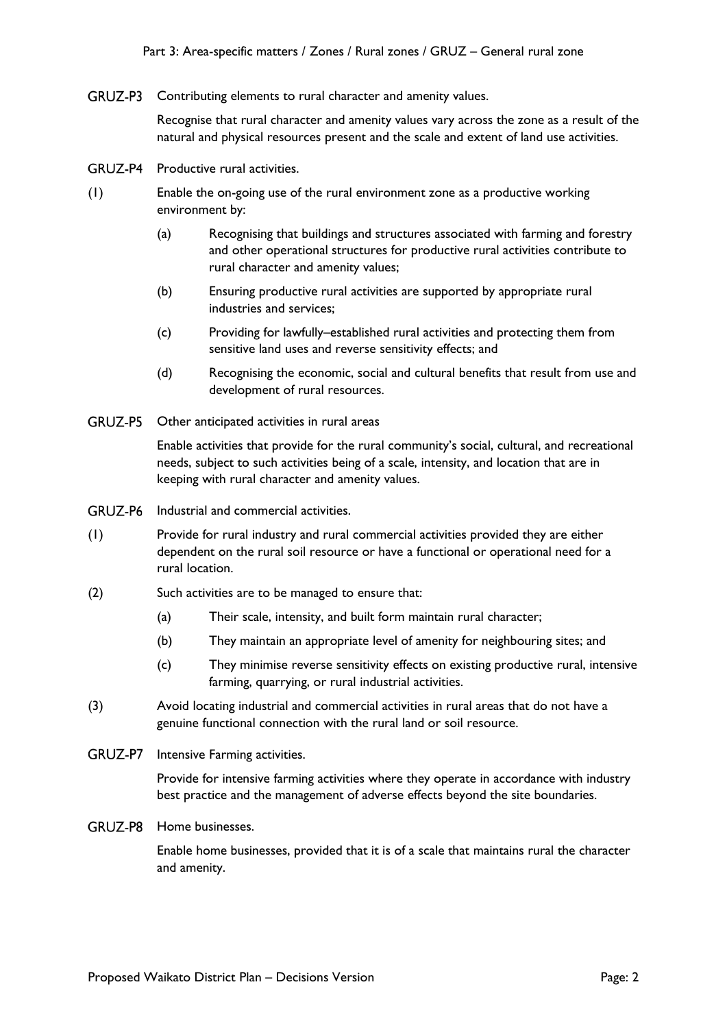**GRUZ-P3** Contributing elements to rural character and amenity values.

Recognise that rural character and amenity values vary across the zone as a result of the natural and physical resources present and the scale and extent of land use activities.

**GRUZ-P4** Productive rural activities.

(1) Enable the on-going use of the rural environment zone as a productive working environment by:

- (a) Recognising that buildings and structures associated with farming and forestry and other operational structures for productive rural activities contribute to rural character and amenity values;
- (b) Ensuring productive rural activities are supported by appropriate rural industries and services;
- (c) Providing for lawfully–established rural activities and protecting them from sensitive land uses and reverse sensitivity effects; and
- (d) Recognising the economic, social and cultural benefits that result from use and development of rural resources.

**GRUZ-P5** Other anticipated activities in rural areas

Enable activities that provide for the rural community's social, cultural, and recreational needs, subject to such activities being of a scale, intensity, and location that are in keeping with rural character and amenity values.

**GRUZ-P6** Industrial and commercial activities.

(1) Provide for rural industry and rural commercial activities provided they are either dependent on the rural soil resource or have a functional or operational need for a rural location.

(2) Such activities are to be managed to ensure that:

- (a) Their scale, intensity, and built form maintain rural character;
- (b) They maintain an appropriate level of amenity for neighbouring sites; and
- (c) They minimise reverse sensitivity effects on existing productive rural, intensive farming, quarrying, or rural industrial activities.

(3) Avoid locating industrial and commercial activities in rural areas that do not have a genuine functional connection with the rural land or soil resource.

**GRUZ-P7** Intensive Farming activities.

Provide for intensive farming activities where they operate in accordance with industry best practice and the management of adverse effects beyond the site boundaries.

**GRUZ-P8** Home businesses.

Enable home businesses, provided that it is of a scale that maintains rural the character and amenity.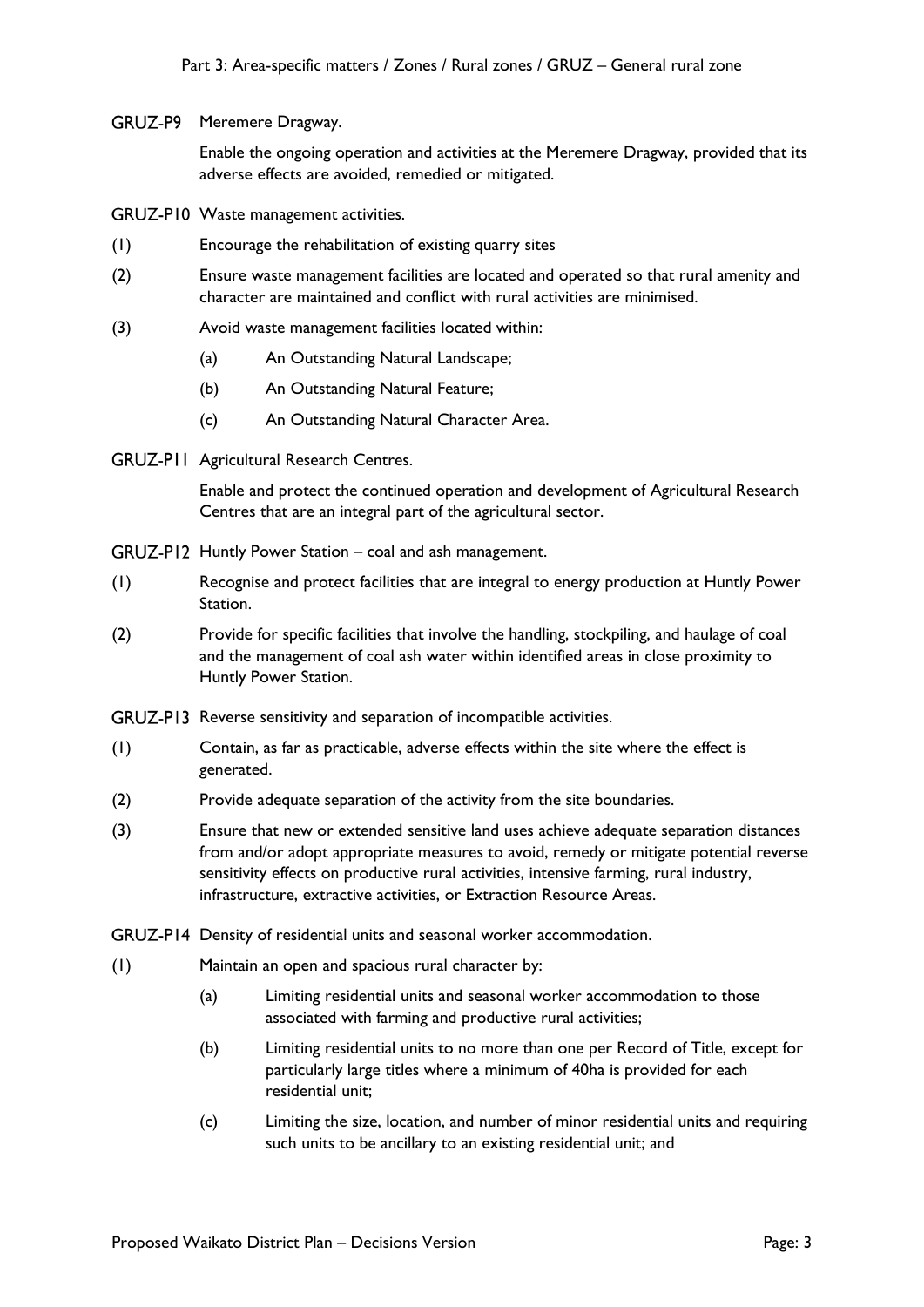**GRUZ-P9** Meremere Dragway.

Enable the ongoing operation and activities at the Meremere Dragway, provided that its adverse effects are avoided, remedied or mitigated.

**GRUZ-P10** Waste management activities.

(1) Encourage the rehabilitation of existing quarry sites

(2) Ensure waste management facilities are located and operated so that rural amenity and character are maintained and conflict with rural activities are minimised.

(3) Avoid waste management facilities located within:

- (a) An Outstanding Natural Landscape;
- (b) An Outstanding Natural Feature;
- (c) An Outstanding Natural Character Area.

**GRUZ-P11** Agricultural Research Centres.

Enable and protect the continued operation and development of Agricultural Research Centres that are an integral part of the agricultural sector.

**GRUZ-P12** Huntly Power Station – coal and ash management.

(1) Recognise and protect facilities that are integral to energy production at Huntly Power Station.

(2) Provide for specific facilities that involve the handling, stockpiling, and haulage of coal and the management of coal ash water within identified areas in close proximity to Huntly Power Station.

**GRUZ-P13** Reverse sensitivity and separation of incompatible activities.

(1) Contain, as far as practicable, adverse effects within the site where the effect is generated.

(2) Provide adequate separation of the activity from the site boundaries.

(3) Ensure that new or extended sensitive land uses achieve adequate separation distances from and/or adopt appropriate measures to avoid, remedy or mitigate potential reverse sensitivity effects on productive rural activities, intensive farming, rural industry, infrastructure, extractive activities, or Extraction Resource Areas.

**GRUZ-P14** Density of residential units and seasonal worker accommodation.

(1) Maintain an open and spacious rural character by:

- (a) Limiting residential units and seasonal worker accommodation to those associated with farming and productive rural activities;
- (b) Limiting residential units to no more than one per Record of Title, except for particularly large titles where a minimum of 40ha is provided for each residential unit;
- (c) Limiting the size, location, and number of minor residential units and requiring such units to be ancillary to an existing residential unit; and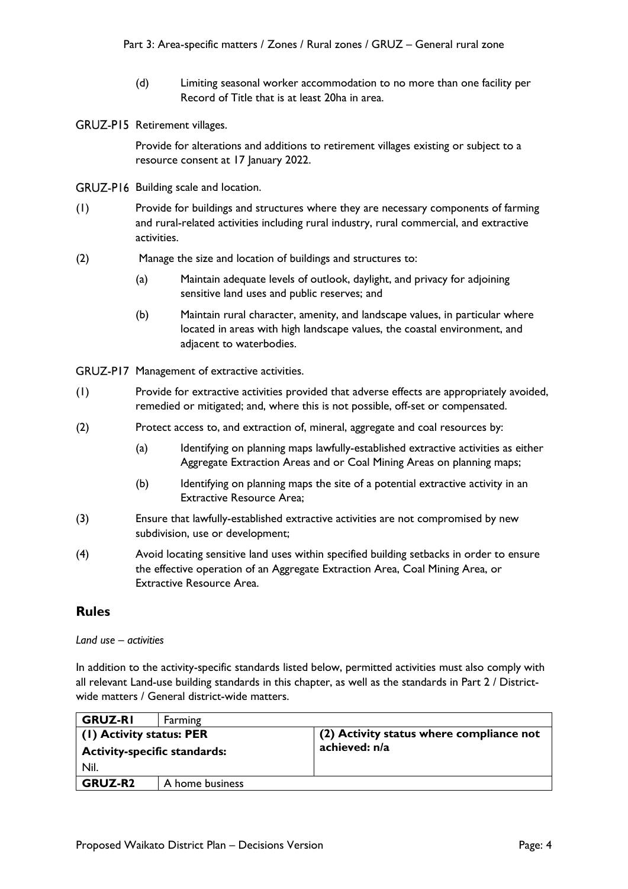(d) Limiting seasonal worker accommodation to no more than one facility per Record of Title that is at least 20ha in area.

GRUZ-P15 Retirement villages.

Provide for alterations and additions to retirement villages existing or subject to a resource consent at 17 January 2022.

GRUZ-P16 Building scale and location.

(1) Provide for buildings and structures where they are necessary components of farming and rural-related activities including rural industry, rural commercial, and extractive activities.

(2) Manage the size and location of buildings and structures to:

- (a) Maintain adequate levels of outlook, daylight, and privacy for adjoining sensitive land uses and public reserves; and
- (b) Maintain rural character, amenity, and landscape values, in particular where located in areas with high landscape values, the coastal environment, and adjacent to waterbodies.

GRUZ-P17 Management of extractive activities.

(1) Provide for extractive activities provided that adverse effects are appropriately avoided, remedied or mitigated; and, where this is not possible, off-set or compensated.

(2) Protect access to, and extraction of, mineral, aggregate and coal resources by:

- (a) Identifying on planning maps lawfully-established extractive activities as either Aggregate Extraction Areas and or Coal Mining Areas on planning maps;
- (b) Identifying on planning maps the site of a potential extractive activity in an Extractive Resource Area;

(3) Ensure that lawfully-established extractive activities are not compromised by new subdivision, use or development;

(4) Avoid locating sensitive land uses within specified building setbacks in order to ensure the effective operation of an Aggregate Extraction Area, Coal Mining Area, or Extractive Resource Area.

## Rules

*Land use – activities*

In addition to the activity-specific standards listed below, permitted activities must also comply with all relevant Land-use building standards in this chapter, as well as the standards in Part 2 / District-wide matters / General district-wide matters.

| **GRUZ-R1** | Farming | |
|---|---|---|
| **(1) Activity status: PER**<br>**Activity-specific standards:**<br>Nil. | | **(2) Activity status where compliance not achieved: n/a** |
| **GRUZ-R2** | A home business | |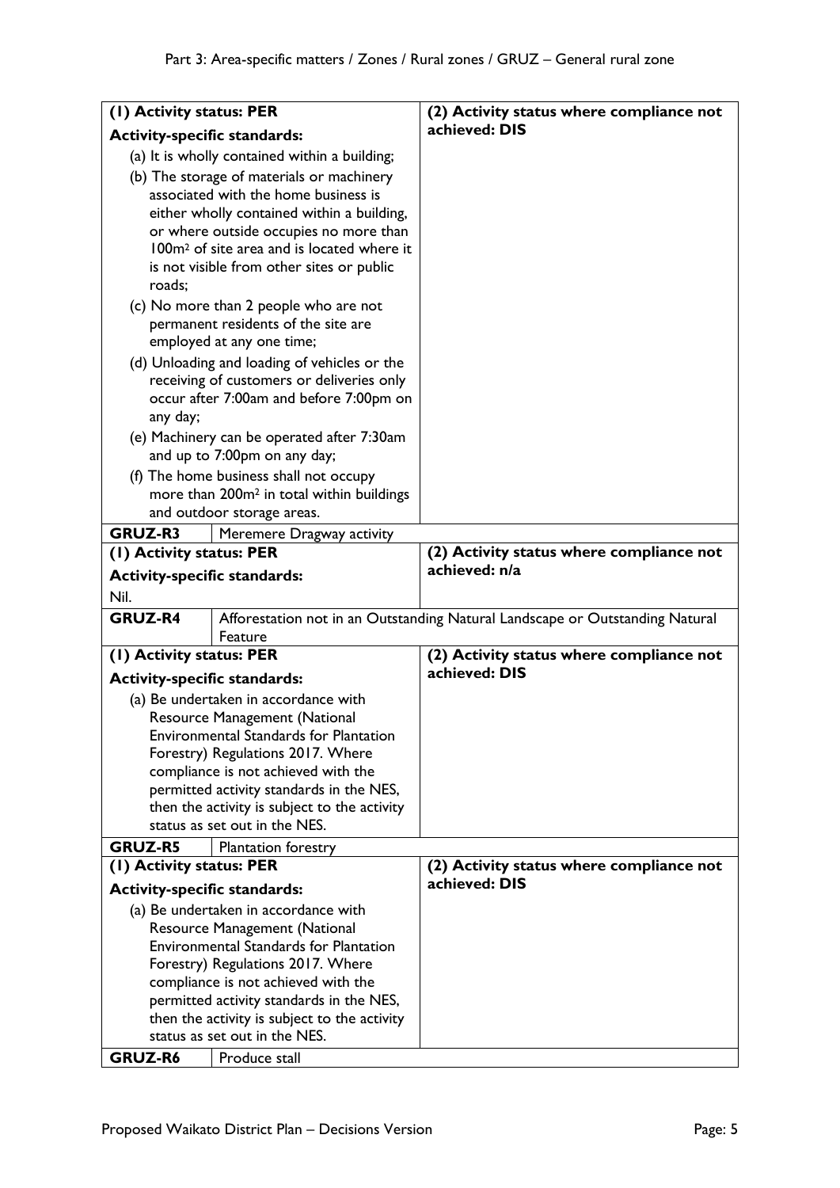| (1) Activity status: PER | (2) Activity status where compliance not achieved: DIS |
| --- | --- |
| **Activity-specific standards:**<br>(a) It is wholly contained within a building;<br>(b) The storage of materials or machinery associated with the home business is either wholly contained within a building, or where outside occupies no more than 100m² of site area and is located where it is not visible from other sites or public roads;<br>(c) No more than 2 people who are not permanent residents of the site are employed at any one time;<br>(d) Unloading and loading of vehicles or the receiving of customers or deliveries only occur after 7:00am and before 7:00pm on any day;<br>(e) Machinery can be operated after 7:30am and up to 7:00pm on any day;<br>(f) The home business shall not occupy more than 200m² in total within buildings and outdoor storage areas. | |
| **GRUZ-R3** Meremere Dragway activity | |
| **(1) Activity status: PER**<br>**Activity-specific standards:**<br>Nil. | **(2) Activity status where compliance not achieved: n/a** |
| **GRUZ-R4** Afforestation not in an Outstanding Natural Landscape or Outstanding Natural Feature | |
| **(1) Activity status: PER**<br>**Activity-specific standards:**<br>(a) Be undertaken in accordance with Resource Management (National Environmental Standards for Plantation Forestry) Regulations 2017. Where compliance is not achieved with the permitted activity standards in the NES, then the activity is subject to the activity status as set out in the NES. | **(2) Activity status where compliance not achieved: DIS** |
| **GRUZ-R5** Plantation forestry | |
| **(1) Activity status: PER**<br>**Activity-specific standards:**<br>(a) Be undertaken in accordance with Resource Management (National Environmental Standards for Plantation Forestry) Regulations 2017. Where compliance is not achieved with the permitted activity standards in the NES, then the activity is subject to the activity status as set out in the NES. | **(2) Activity status where compliance not achieved: DIS** |
| **GRUZ-R6** Produce stall | |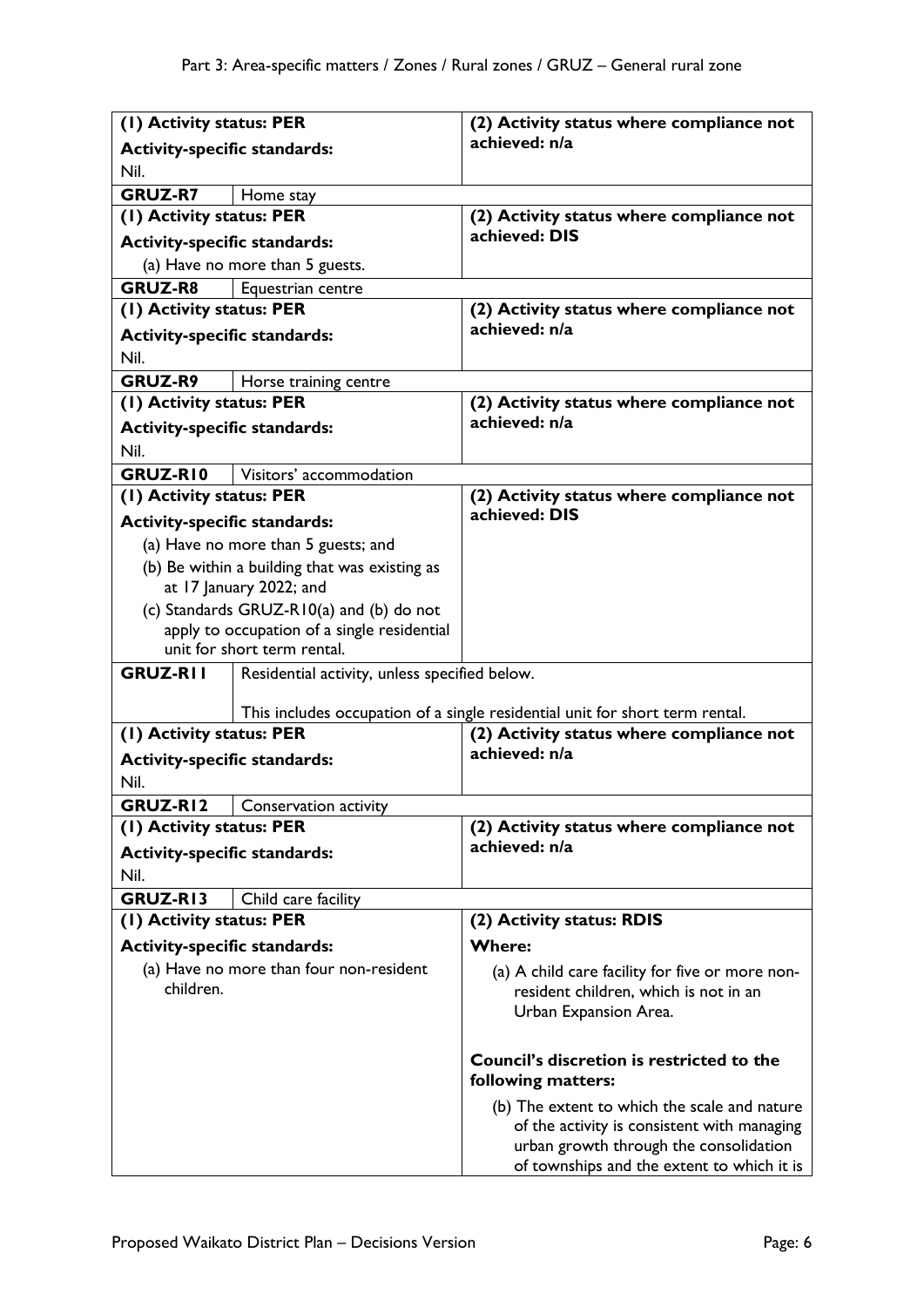| (1) Activity status: PER | (2) Activity status where compliance not achieved: n/a |
|---|---|
| **Activity-specific standards:**<br>Nil. | |
| **GRUZ-R7** Home stay | |
| **(1) Activity status: PER**<br>**Activity-specific standards:**<br>(a) Have no more than 5 guests. | **(2) Activity status where compliance not achieved: DIS** |
| **GRUZ-R8** Equestrian centre | |
| **(1) Activity status: PER**<br>**Activity-specific standards:**<br>Nil. | **(2) Activity status where compliance not achieved: n/a** |
| **GRUZ-R9** Horse training centre | |
| **(1) Activity status: PER**<br>**Activity-specific standards:**<br>Nil. | **(2) Activity status where compliance not achieved: n/a** |
| **GRUZ-R10** Visitors' accommodation | |
| **(1) Activity status: PER**<br>**Activity-specific standards:**<br>(a) Have no more than 5 guests; and<br>(b) Be within a building that was existing as at 17 January 2022; and<br>(c) Standards GRUZ-R10(a) and (b) do not apply to occupation of a single residential unit for short term rental. | **(2) Activity status where compliance not achieved: DIS** |
| **GRUZ-R11** Residential activity, unless specified below.<br><br>This includes occupation of a single residential unit for short term rental. | |
| **(1) Activity status: PER**<br>**Activity-specific standards:**<br>Nil. | **(2) Activity status where compliance not achieved: n/a** |
| **GRUZ-R12** Conservation activity | |
| **(1) Activity status: PER**<br>**Activity-specific standards:**<br>Nil. | **(2) Activity status where compliance not achieved: n/a** |
| **GRUZ-R13** Child care facility | |
| **(1) Activity status: PER**<br>**Activity-specific standards:**<br>(a) Have no more than four non-resident children. | **(2) Activity status: RDIS**<br>**Where:**<br>(a) A child care facility for five or more non-resident children, which is not in an Urban Expansion Area.<br><br>**Council's discretion is restricted to the following matters:**<br>(b) The extent to which the scale and nature of the activity is consistent with managing urban growth through the consolidation of townships and the extent to which it is |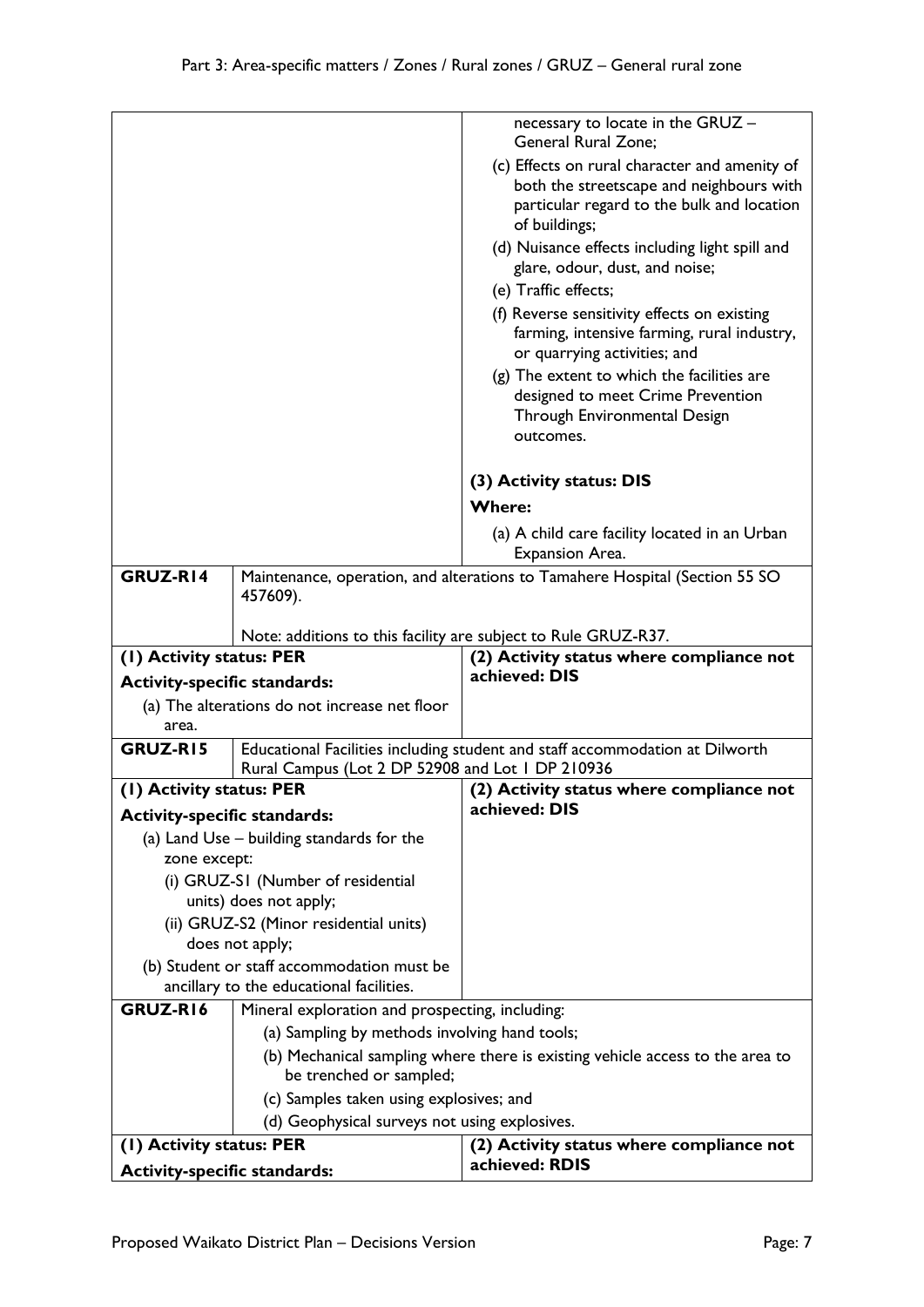| | | |
|---|---|---|
| | | necessary to locate in the GRUZ – General Rural Zone;<br>(c) Effects on rural character and amenity of both the streetscape and neighbours with particular regard to the bulk and location of buildings;<br>(d) Nuisance effects including light spill and glare, odour, dust, and noise;<br>(e) Traffic effects;<br>(f) Reverse sensitivity effects on existing farming, intensive farming, rural industry, or quarrying activities; and<br>(g) The extent to which the facilities are designed to meet Crime Prevention Through Environmental Design outcomes.<br><br>**(3) Activity status: DIS**<br>**Where:**<br>(a) A child care facility located in an Urban Expansion Area. |
| **GRUZ-R14** | Maintenance, operation, and alterations to Tamahere Hospital (Section 55 SO 457609).<br><br>Note: additions to this facility are subject to Rule GRUZ-R37. | |
| **(1) Activity status: PER**<br>**Activity-specific standards:**<br>(a) The alterations do not increase net floor area. | | **(2) Activity status where compliance not achieved: DIS** |
| **GRUZ-R15** | Educational Facilities including student and staff accommodation at Dilworth Rural Campus (Lot 2 DP 52908 and Lot 1 DP 210936 | |
| **(1) Activity status: PER**<br>**Activity-specific standards:**<br>(a) Land Use – building standards for the zone except:<br>(i) GRUZ-S1 (Number of residential units) does not apply;<br>(ii) GRUZ-S2 (Minor residential units) does not apply;<br>(b) Student or staff accommodation must be ancillary to the educational facilities. | | **(2) Activity status where compliance not achieved: DIS** |
| **GRUZ-R16** | Mineral exploration and prospecting, including:<br>(a) Sampling by methods involving hand tools;<br>(b) Mechanical sampling where there is existing vehicle access to the area to be trenched or sampled;<br>(c) Samples taken using explosives; and<br>(d) Geophysical surveys not using explosives. | |
| **(1) Activity status: PER**<br>**Activity-specific standards:** | | **(2) Activity status where compliance not achieved: RDIS** |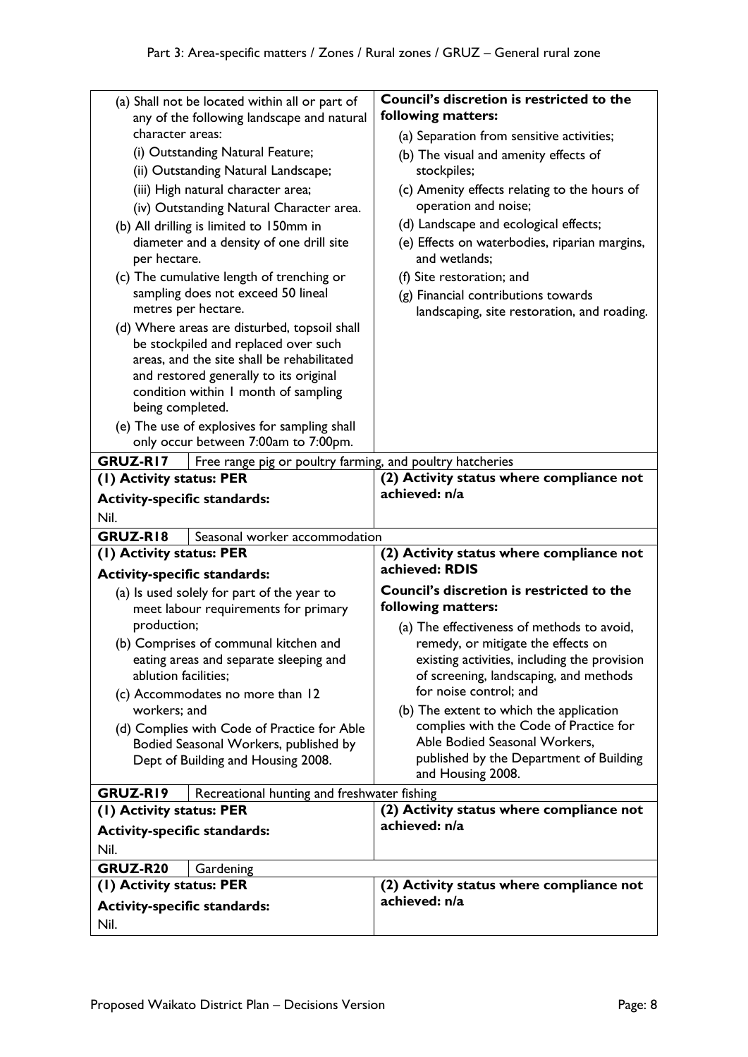| | |
|---|---|
| (a) Shall not be located within all or part of any of the following landscape and natural character areas:<br>(i) Outstanding Natural Feature;<br>(ii) Outstanding Natural Landscape;<br>(iii) High natural character area;<br>(iv) Outstanding Natural Character area.<br>(b) All drilling is limited to 150mm in diameter and a density of one drill site per hectare.<br>(c) The cumulative length of trenching or sampling does not exceed 50 lineal metres per hectare.<br>(d) Where areas are disturbed, topsoil shall be stockpiled and replaced over such areas, and the site shall be rehabilitated and restored generally to its original condition within 1 month of sampling being completed.<br>(e) The use of explosives for sampling shall only occur between 7:00am to 7:00pm. | **Council's discretion is restricted to the following matters:**<br>(a) Separation from sensitive activities;<br>(b) The visual and amenity effects of stockpiles;<br>(c) Amenity effects relating to the hours of operation and noise;<br>(d) Landscape and ecological effects;<br>(e) Effects on waterbodies, riparian margins, and wetlands;<br>(f) Site restoration; and<br>(g) Financial contributions towards landscaping, site restoration, and roading. |
| **GRUZ-R17** Free range pig or poultry farming, and poultry hatcheries | |
| **(1) Activity status: PER**<br>**Activity-specific standards:**<br>Nil. | **(2) Activity status where compliance not achieved: n/a** |
| **GRUZ-R18** Seasonal worker accommodation | |
| **(1) Activity status: PER**<br>**Activity-specific standards:**<br>(a) Is used solely for part of the year to meet labour requirements for primary production;<br>(b) Comprises of communal kitchen and eating areas and separate sleeping and ablution facilities;<br>(c) Accommodates no more than 12 workers; and<br>(d) Complies with Code of Practice for Able Bodied Seasonal Workers, published by Dept of Building and Housing 2008. | **(2) Activity status where compliance not achieved: RDIS**<br>**Council's discretion is restricted to the following matters:**<br>(a) The effectiveness of methods to avoid, remedy, or mitigate the effects on existing activities, including the provision of screening, landscaping, and methods for noise control; and<br>(b) The extent to which the application complies with the Code of Practice for Able Bodied Seasonal Workers, published by the Department of Building and Housing 2008. |
| **GRUZ-R19** Recreational hunting and freshwater fishing | |
| **(1) Activity status: PER**<br>**Activity-specific standards:**<br>Nil. | **(2) Activity status where compliance not achieved: n/a** |
| **GRUZ-R20** Gardening | |
| **(1) Activity status: PER**<br>**Activity-specific standards:**<br>Nil. | **(2) Activity status where compliance not achieved: n/a** |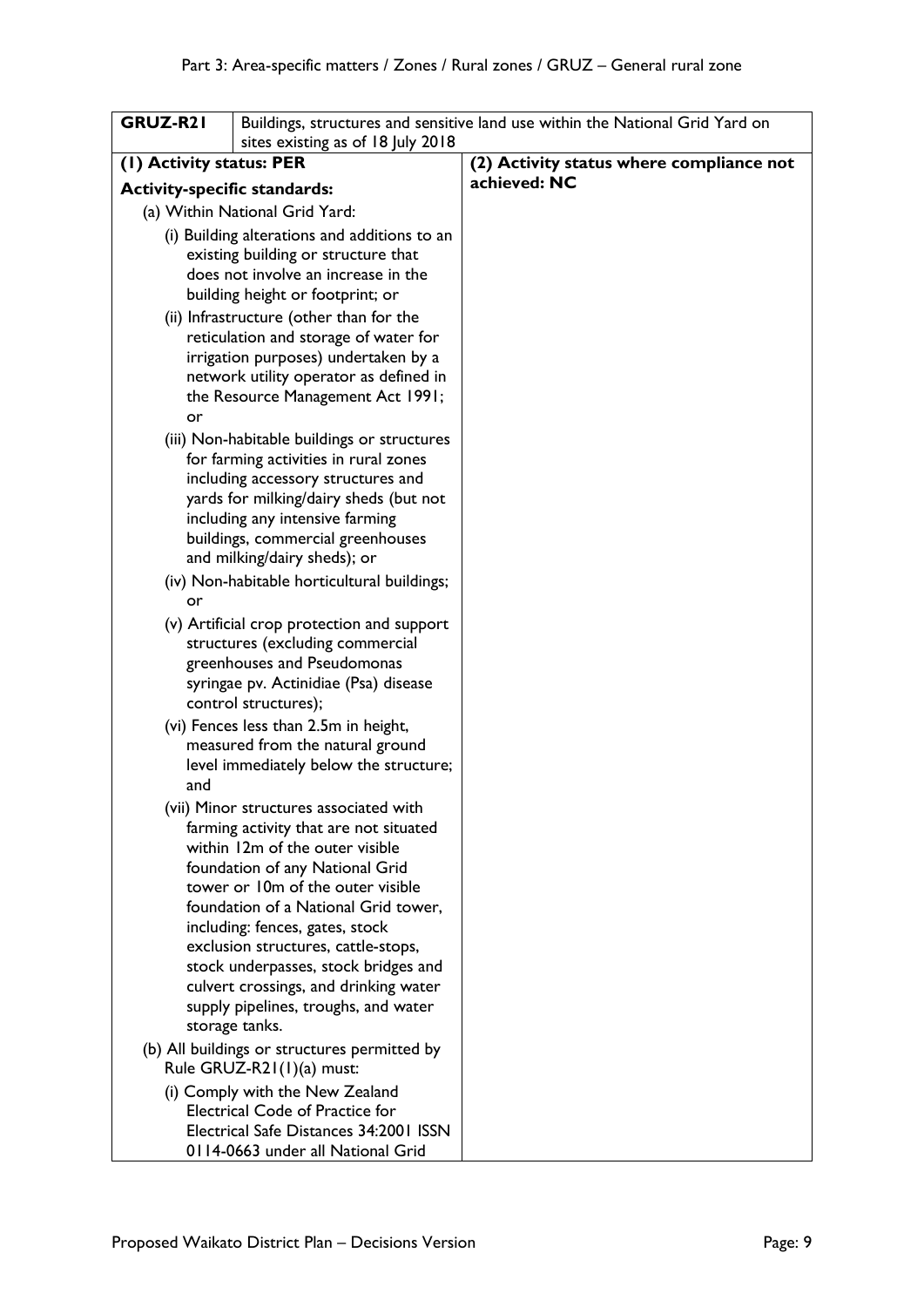| GRUZ-R21 | Buildings, structures and sensitive land use within the National Grid Yard on sites existing as of 18 July 2018 |
|---|---|
| **(1) Activity status: PER**<br><br>**Activity-specific standards:**<br><br>(a) Within National Grid Yard:<br><br>(i) Building alterations and additions to an existing building or structure that does not involve an increase in the building height or footprint; or<br><br>(ii) Infrastructure (other than for the reticulation and storage of water for irrigation purposes) undertaken by a network utility operator as defined in the Resource Management Act 1991; or<br><br>(iii) Non-habitable buildings or structures for farming activities in rural zones including accessory structures and yards for milking/dairy sheds (but not including any intensive farming buildings, commercial greenhouses and milking/dairy sheds); or<br><br>(iv) Non-habitable horticultural buildings; or<br><br>(v) Artificial crop protection and support structures (excluding commercial greenhouses and Pseudomonas syringae pv. Actinidiae (Psa) disease control structures);<br><br>(vi) Fences less than 2.5m in height, measured from the natural ground level immediately below the structure; and<br><br>(vii) Minor structures associated with farming activity that are not situated within 12m of the outer visible foundation of any National Grid tower or 10m of the outer visible foundation of a National Grid tower, including: fences, gates, stock exclusion structures, cattle-stops, stock underpasses, stock bridges and culvert crossings, and drinking water supply pipelines, troughs, and water storage tanks.<br><br>(b) All buildings or structures permitted by Rule GRUZ-R21(1)(a) must:<br><br>(i) Comply with the New Zealand Electrical Code of Practice for Electrical Safe Distances 34:2001 ISSN 0114-0663 under all National Grid | **(2) Activity status where compliance not achieved: NC** |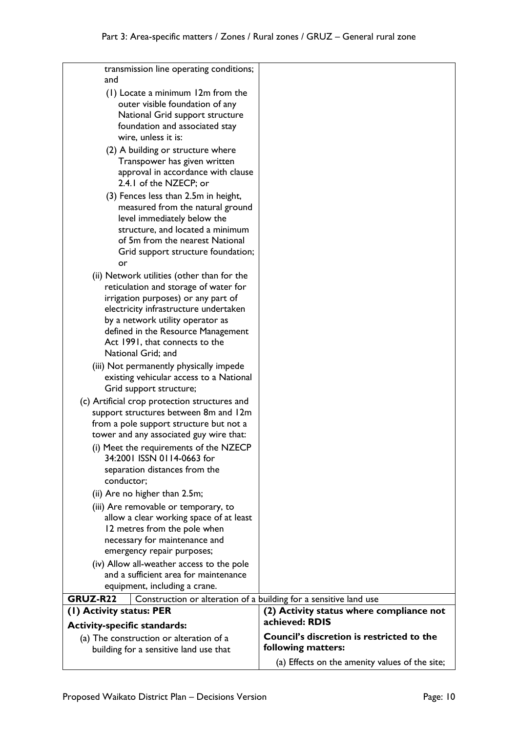| | |
|---|---|
| transmission line operating conditions; and<br>(1) Locate a minimum 12m from the outer visible foundation of any National Grid support structure foundation and associated stay wire, unless it is:<br>(2) A building or structure where Transpower has given written approval in accordance with clause 2.4.1 of the NZECP; or<br>(3) Fences less than 2.5m in height, measured from the natural ground level immediately below the structure, and located a minimum of 5m from the nearest National Grid support structure foundation; or<br>(ii) Network utilities (other than for the reticulation and storage of water for irrigation purposes) or any part of electricity infrastructure undertaken by a network utility operator as defined in the Resource Management Act 1991, that connects to the National Grid; and<br>(iii) Not permanently physically impede existing vehicular access to a National Grid support structure;<br>(c) Artificial crop protection structures and support structures between 8m and 12m from a pole support structure but not a tower and any associated guy wire that:<br>(i) Meet the requirements of the NZECP 34:2001 ISSN 0114-0663 for separation distances from the conductor;<br>(ii) Are no higher than 2.5m;<br>(iii) Are removable or temporary, to allow a clear working space of at least 12 metres from the pole when necessary for maintenance and emergency repair purposes;<br>(iv) Allow all-weather access to the pole and a sufficient area for maintenance equipment, including a crane. | |
| **GRUZ-R22** Construction or alteration of a building for a sensitive land use | |
| **(1) Activity status: PER**<br>**Activity-specific standards:**<br>(a) The construction or alteration of a building for a sensitive land use that | **(2) Activity status where compliance not achieved: RDIS**<br>**Council's discretion is restricted to the following matters:**<br>(a) Effects on the amenity values of the site; |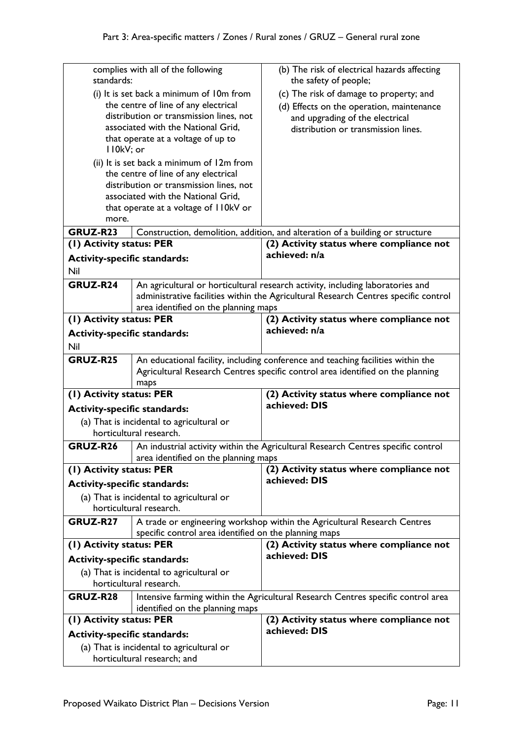| | | |
|---|---|---|
| | complies with all of the following standards:<br>(i) It is set back a minimum of 10m from the centre of line of any electrical distribution or transmission lines, not associated with the National Grid, that operate at a voltage of up to 110kV; or<br>(ii) It is set back a minimum of 12m from the centre of line of any electrical distribution or transmission lines, not associated with the National Grid, that operate at a voltage of 110kV or more. | (b) The risk of electrical hazards affecting the safety of people;<br>(c) The risk of damage to property; and<br>(d) Effects on the operation, maintenance and upgrading of the electrical distribution or transmission lines. |
| **GRUZ-R23** | Construction, demolition, addition, and alteration of a building or structure | |
| **(1) Activity status: PER**<br>**Activity-specific standards:**<br>Nil | | **(2) Activity status where compliance not achieved: n/a** |
| **GRUZ-R24** | An agricultural or horticultural research activity, including laboratories and administrative facilities within the Agricultural Research Centres specific control area identified on the planning maps | |
| **(1) Activity status: PER**<br>**Activity-specific standards:**<br>Nil | | **(2) Activity status where compliance not achieved: n/a** |
| **GRUZ-R25** | An educational facility, including conference and teaching facilities within the Agricultural Research Centres specific control area identified on the planning maps | |
| **(1) Activity status: PER**<br>**Activity-specific standards:**<br>(a) That is incidental to agricultural or horticultural research. | | **(2) Activity status where compliance not achieved: DIS** |
| **GRUZ-R26** | An industrial activity within the Agricultural Research Centres specific control area identified on the planning maps | |
| **(1) Activity status: PER**<br>**Activity-specific standards:**<br>(a) That is incidental to agricultural or horticultural research. | | **(2) Activity status where compliance not achieved: DIS** |
| **GRUZ-R27** | A trade or engineering workshop within the Agricultural Research Centres specific control area identified on the planning maps | |
| **(1) Activity status: PER**<br>**Activity-specific standards:**<br>(a) That is incidental to agricultural or horticultural research. | | **(2) Activity status where compliance not achieved: DIS** |
| **GRUZ-R28** | Intensive farming within the Agricultural Research Centres specific control area identified on the planning maps | |
| **(1) Activity status: PER**<br>**Activity-specific standards:**<br>(a) That is incidental to agricultural or horticultural research; and | | **(2) Activity status where compliance not achieved: DIS** |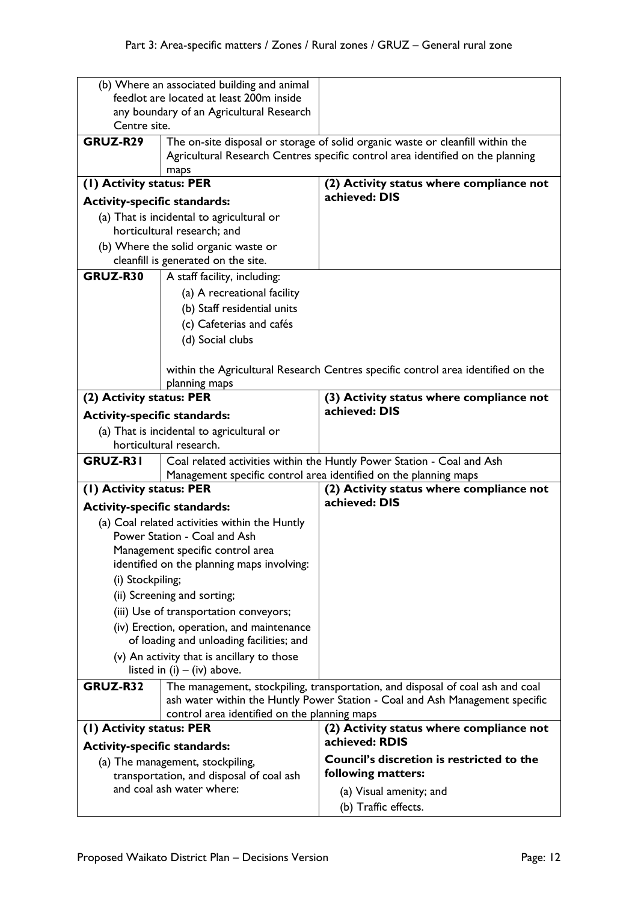| | |
|---|---|
| (b) Where an associated building and animal feedlot are located at least 200m inside any boundary of an Agricultural Research Centre site. | |
| **GRUZ-R29** | The on-site disposal or storage of solid organic waste or cleanfill within the Agricultural Research Centres specific control area identified on the planning maps |
| **(1) Activity status: PER**<br><br>**Activity-specific standards:**<br><br>(a) That is incidental to agricultural or horticultural research; and<br><br>(b) Where the solid organic waste or cleanfill is generated on the site. | **(2) Activity status where compliance not achieved: DIS** |
| **GRUZ-R30** | A staff facility, including:<br><br>(a) A recreational facility<br><br>(b) Staff residential units<br><br>(c) Cafeterias and cafés<br><br>(d) Social clubs<br><br>within the Agricultural Research Centres specific control area identified on the planning maps |
| **(2) Activity status: PER**<br><br>**Activity-specific standards:**<br><br>(a) That is incidental to agricultural or horticultural research. | **(3) Activity status where compliance not achieved: DIS** |
| **GRUZ-R31** | Coal related activities within the Huntly Power Station - Coal and Ash Management specific control area identified on the planning maps |
| **(1) Activity status: PER**<br><br>**Activity-specific standards:**<br><br>(a) Coal related activities within the Huntly Power Station - Coal and Ash Management specific control area identified on the planning maps involving:<br><br>(i) Stockpiling;<br><br>(ii) Screening and sorting;<br><br>(iii) Use of transportation conveyors;<br><br>(iv) Erection, operation, and maintenance of loading and unloading facilities; and<br><br>(v) An activity that is ancillary to those listed in (i) – (iv) above. | **(2) Activity status where compliance not achieved: DIS** |
| **GRUZ-R32** | The management, stockpiling, transportation, and disposal of coal ash and coal ash water within the Huntly Power Station - Coal and Ash Management specific control area identified on the planning maps |
| **(1) Activity status: PER**<br><br>**Activity-specific standards:**<br><br>(a) The management, stockpiling, transportation, and disposal of coal ash and coal ash water where: | **(2) Activity status where compliance not achieved: RDIS**<br><br>**Council's discretion is restricted to the following matters:**<br><br>(a) Visual amenity; and<br><br>(b) Traffic effects. |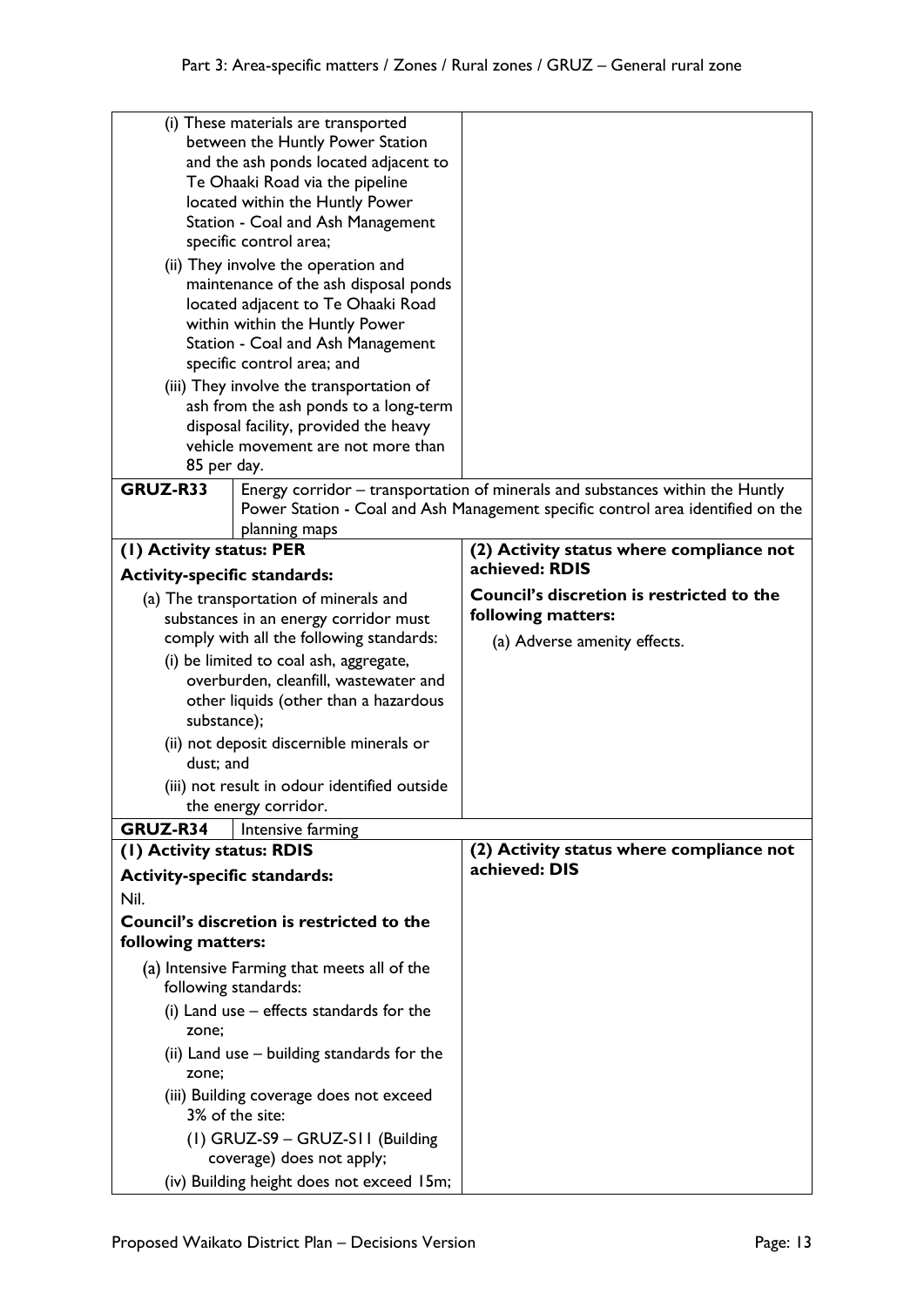| | |
|---|---|
| (i) These materials are transported between the Huntly Power Station and the ash ponds located adjacent to Te Ohaaki Road via the pipeline located within the Huntly Power Station - Coal and Ash Management specific control area;<br>(ii) They involve the operation and maintenance of the ash disposal ponds located adjacent to Te Ohaaki Road within within the Huntly Power Station - Coal and Ash Management specific control area; and<br>(iii) They involve the transportation of ash from the ash ponds to a long-term disposal facility, provided the heavy vehicle movement are not more than 85 per day. | |
| **GRUZ-R33** Energy corridor – transportation of minerals and substances within the Huntly Power Station - Coal and Ash Management specific control area identified on the planning maps | |
| **(1) Activity status: PER**<br>**Activity-specific standards:**<br>(a) The transportation of minerals and substances in an energy corridor must comply with all the following standards:<br>(i) be limited to coal ash, aggregate, overburden, cleanfill, wastewater and other liquids (other than a hazardous substance);<br>(ii) not deposit discernible minerals or dust; and<br>(iii) not result in odour identified outside the energy corridor. | **(2) Activity status where compliance not achieved: RDIS**<br>**Council's discretion is restricted to the following matters:**<br>(a) Adverse amenity effects. |
| **GRUZ-R34** Intensive farming | |
| **(1) Activity status: RDIS**<br>**Activity-specific standards:**<br>Nil.<br>**Council's discretion is restricted to the following matters:**<br>(a) Intensive Farming that meets all of the following standards:<br>(i) Land use – effects standards for the zone;<br>(ii) Land use – building standards for the zone;<br>(iii) Building coverage does not exceed 3% of the site:<br>(1) GRUZ-S9 – GRUZ-S11 (Building coverage) does not apply;<br>(iv) Building height does not exceed 15m; | **(2) Activity status where compliance not achieved: DIS** |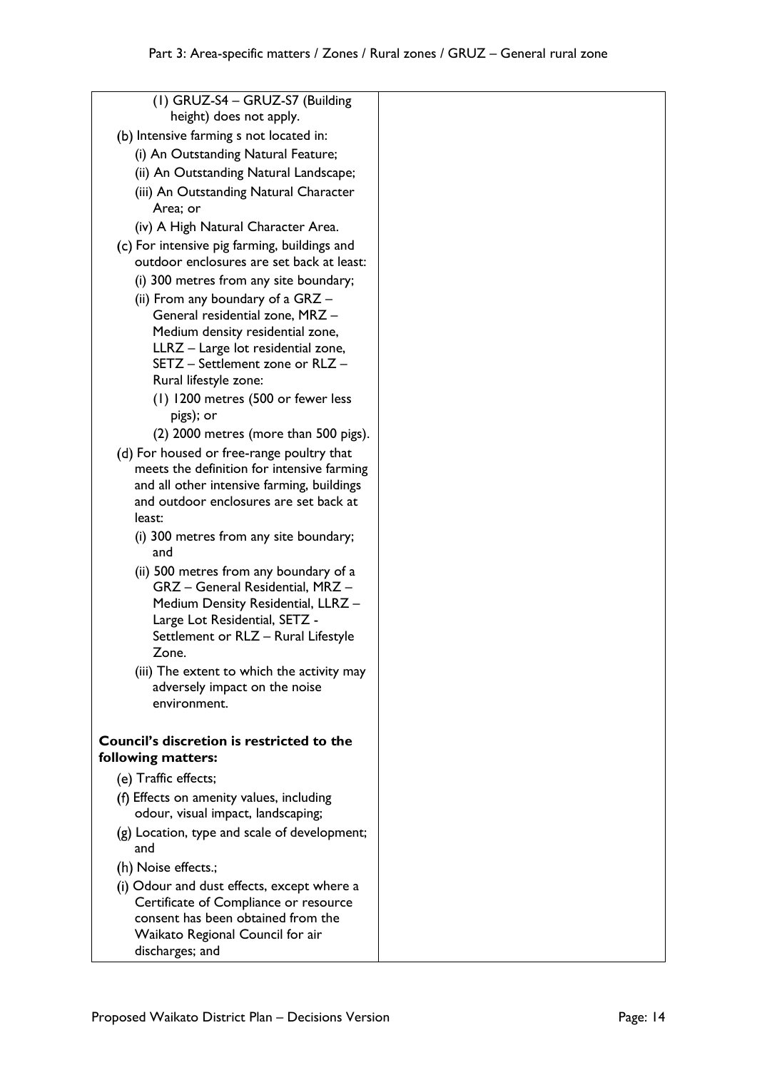| | |
|---|---|
| (1) GRUZ-S4 – GRUZ-S7 (Building height) does not apply.<br>(b) Intensive farming s not located in:<br>(i) An Outstanding Natural Feature;<br>(ii) An Outstanding Natural Landscape;<br>(iii) An Outstanding Natural Character Area; or<br>(iv) A High Natural Character Area.<br>(c) For intensive pig farming, buildings and outdoor enclosures are set back at least:<br>(i) 300 metres from any site boundary;<br>(ii) From any boundary of a GRZ – General residential zone, MRZ – Medium density residential zone, LLRZ – Large lot residential zone, SETZ – Settlement zone or RLZ – Rural lifestyle zone:<br>(1) 1200 metres (500 or fewer less pigs); or<br>(2) 2000 metres (more than 500 pigs).<br>(d) For housed or free-range poultry that meets the definition for intensive farming and all other intensive farming, buildings and outdoor enclosures are set back at least:<br>(i) 300 metres from any site boundary; and<br>(ii) 500 metres from any boundary of a GRZ – General Residential, MRZ – Medium Density Residential, LLRZ – Large Lot Residential, SETZ - Settlement or RLZ – Rural Lifestyle Zone.<br>(iii) The extent to which the activity may adversely impact on the noise environment.<br><br>**Council's discretion is restricted to the following matters:**<br>(e) Traffic effects;<br>(f) Effects on amenity values, including odour, visual impact, landscaping;<br>(g) Location, type and scale of development; and<br>(h) Noise effects.;<br>(i) Odour and dust effects, except where a Certificate of Compliance or resource consent has been obtained from the Waikato Regional Council for air discharges; and | |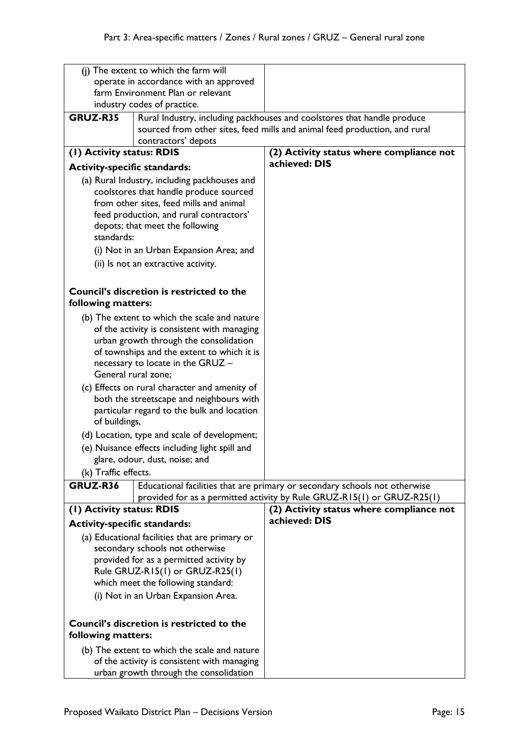| | |
|---|---|
| (j) The extent to which the farm will operate in accordance with an approved farm Environment Plan or relevant industry codes of practice. | |
| **GRUZ-R35** Rural Industry, including packhouses and coolstores that handle produce sourced from other sites, feed mills and animal feed production, and rural contractors' depots | |
| **(1) Activity status: RDIS**<br><br>**Activity-specific standards:**<br><br>(a) Rural Industry, including packhouses and coolstores that handle produce sourced from other sites, feed mills and animal feed production, and rural contractors' depots; that meet the following standards:<br>(i) Not in an Urban Expansion Area; and<br>(ii) Is not an extractive activity.<br><br>**Council's discretion is restricted to the following matters:**<br><br>(b) The extent to which the scale and nature of the activity is consistent with managing urban growth through the consolidation of townships and the extent to which it is necessary to locate in the GRUZ – General rural zone;<br>(c) Effects on rural character and amenity of both the streetscape and neighbours with particular regard to the bulk and location of buildings,<br>(d) Location, type and scale of development;<br>(e) Nuisance effects including light spill and glare, odour, dust, noise; and<br>(k) Traffic effects. | **(2) Activity status where compliance not achieved: DIS** |
| **GRUZ-R36** Educational facilities that are primary or secondary schools not otherwise provided for as a permitted activity by Rule GRUZ-R15(1) or GRUZ-R25(1) | |
| **(1) Activity status: RDIS**<br><br>**Activity-specific standards:**<br><br>(a) Educational facilities that are primary or secondary schools not otherwise provided for as a permitted activity by Rule GRUZ-R15(1) or GRUZ-R25(1) which meet the following standard:<br>(i) Not in an Urban Expansion Area.<br><br>**Council's discretion is restricted to the following matters:**<br><br>(b) The extent to which the scale and nature of the activity is consistent with managing urban growth through the consolidation | **(2) Activity status where compliance not achieved: DIS** |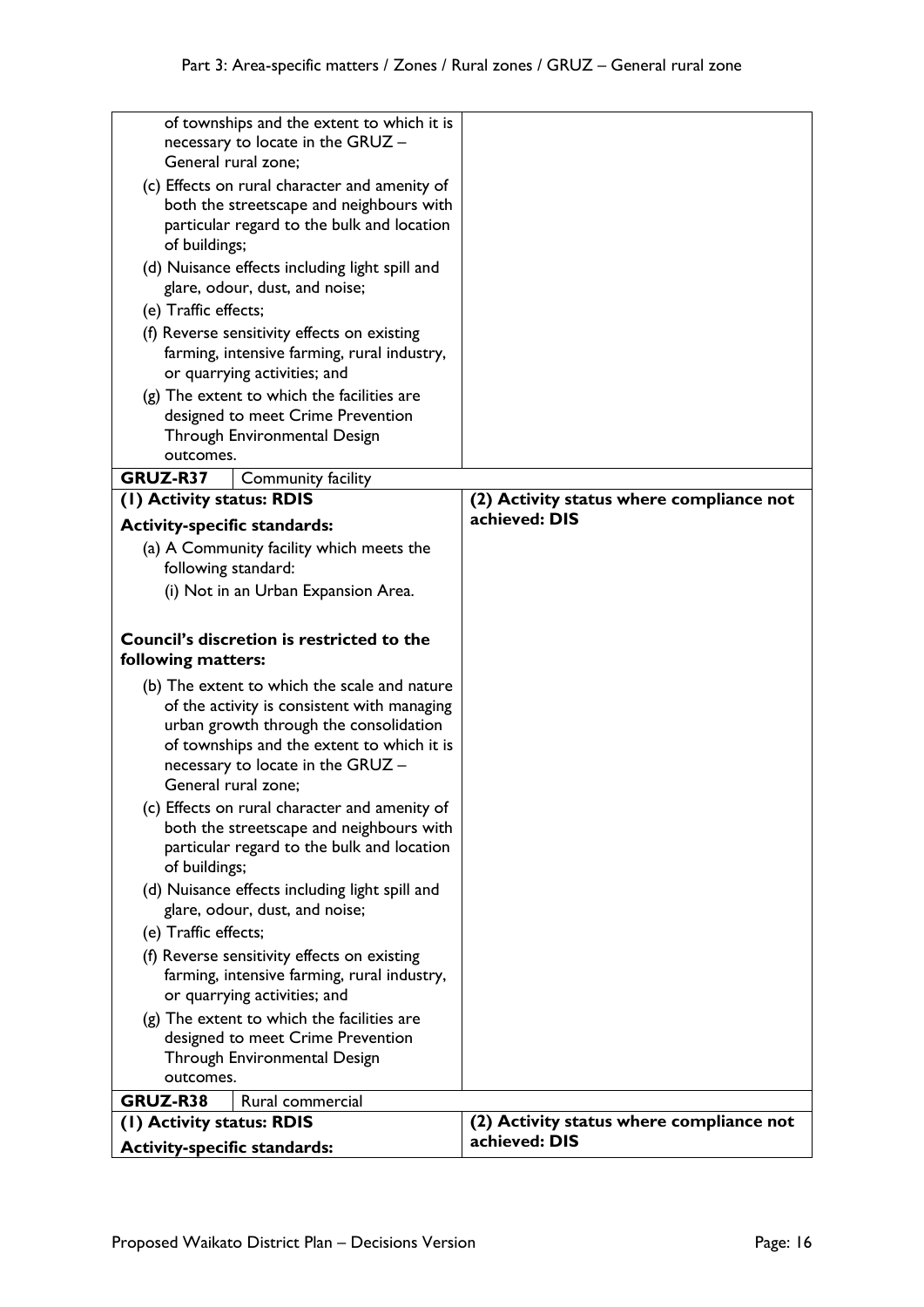| | |
|---|---|
| of townships and the extent to which it is necessary to locate in the GRUZ – General rural zone;<br>(c) Effects on rural character and amenity of both the streetscape and neighbours with particular regard to the bulk and location of buildings;<br>(d) Nuisance effects including light spill and glare, odour, dust, and noise;<br>(e) Traffic effects;<br>(f) Reverse sensitivity effects on existing farming, intensive farming, rural industry, or quarrying activities; and<br>(g) The extent to which the facilities are designed to meet Crime Prevention Through Environmental Design outcomes. | |
| **GRUZ-R37** Community facility | |
| **(1) Activity status: RDIS**<br>**Activity-specific standards:**<br>(a) A Community facility which meets the following standard:<br>(i) Not in an Urban Expansion Area.<br><br>**Council's discretion is restricted to the following matters:**<br>(b) The extent to which the scale and nature of the activity is consistent with managing urban growth through the consolidation of townships and the extent to which it is necessary to locate in the GRUZ – General rural zone;<br>(c) Effects on rural character and amenity of both the streetscape and neighbours with particular regard to the bulk and location of buildings;<br>(d) Nuisance effects including light spill and glare, odour, dust, and noise;<br>(e) Traffic effects;<br>(f) Reverse sensitivity effects on existing farming, intensive farming, rural industry, or quarrying activities; and<br>(g) The extent to which the facilities are designed to meet Crime Prevention Through Environmental Design outcomes. | **(2) Activity status where compliance not achieved: DIS** |
| **GRUZ-R38** Rural commercial | |
| **(1) Activity status: RDIS**<br>**Activity-specific standards:** | **(2) Activity status where compliance not achieved: DIS** |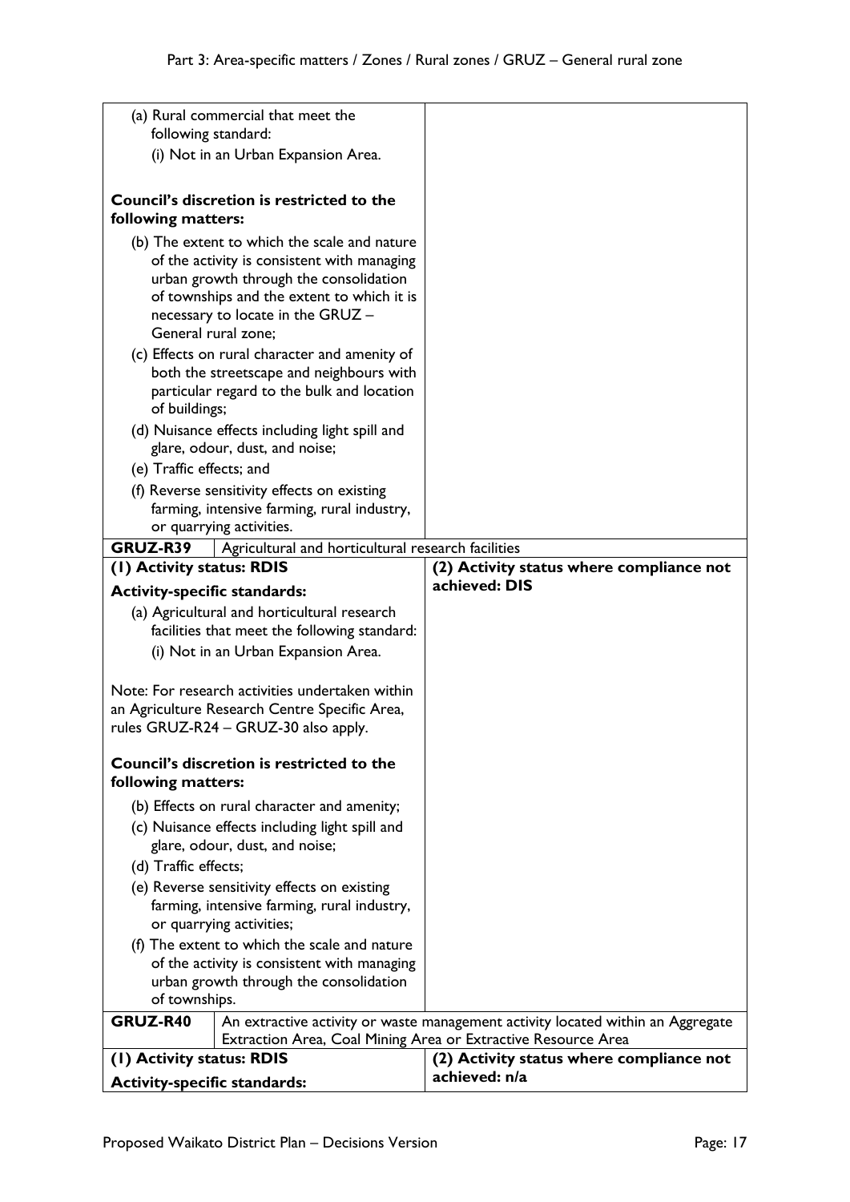| | |
|---|---|
| (a) Rural commercial that meet the following standard:<br>(i) Not in an Urban Expansion Area.<br><br>**Council's discretion is restricted to the following matters:**<br>(b) The extent to which the scale and nature of the activity is consistent with managing urban growth through the consolidation of townships and the extent to which it is necessary to locate in the GRUZ – General rural zone;<br>(c) Effects on rural character and amenity of both the streetscape and neighbours with particular regard to the bulk and location of buildings;<br>(d) Nuisance effects including light spill and glare, odour, dust, and noise;<br>(e) Traffic effects; and<br>(f) Reverse sensitivity effects on existing farming, intensive farming, rural industry, or quarrying activities. | |
| **GRUZ-R39** Agricultural and horticultural research facilities | |
| **(1) Activity status: RDIS**<br>**Activity-specific standards:**<br>(a) Agricultural and horticultural research facilities that meet the following standard:<br>(i) Not in an Urban Expansion Area.<br><br>Note: For research activities undertaken within an Agriculture Research Centre Specific Area, rules GRUZ-R24 – GRUZ-30 also apply.<br><br>**Council's discretion is restricted to the following matters:**<br>(b) Effects on rural character and amenity;<br>(c) Nuisance effects including light spill and glare, odour, dust, and noise;<br>(d) Traffic effects;<br>(e) Reverse sensitivity effects on existing farming, intensive farming, rural industry, or quarrying activities;<br>(f) The extent to which the scale and nature of the activity is consistent with managing urban growth through the consolidation of townships. | **(2) Activity status where compliance not achieved: DIS** |
| **GRUZ-R40** An extractive activity or waste management activity located within an Aggregate Extraction Area, Coal Mining Area or Extractive Resource Area | |
| **(1) Activity status: RDIS**<br>**Activity-specific standards:** | **(2) Activity status where compliance not achieved: n/a** |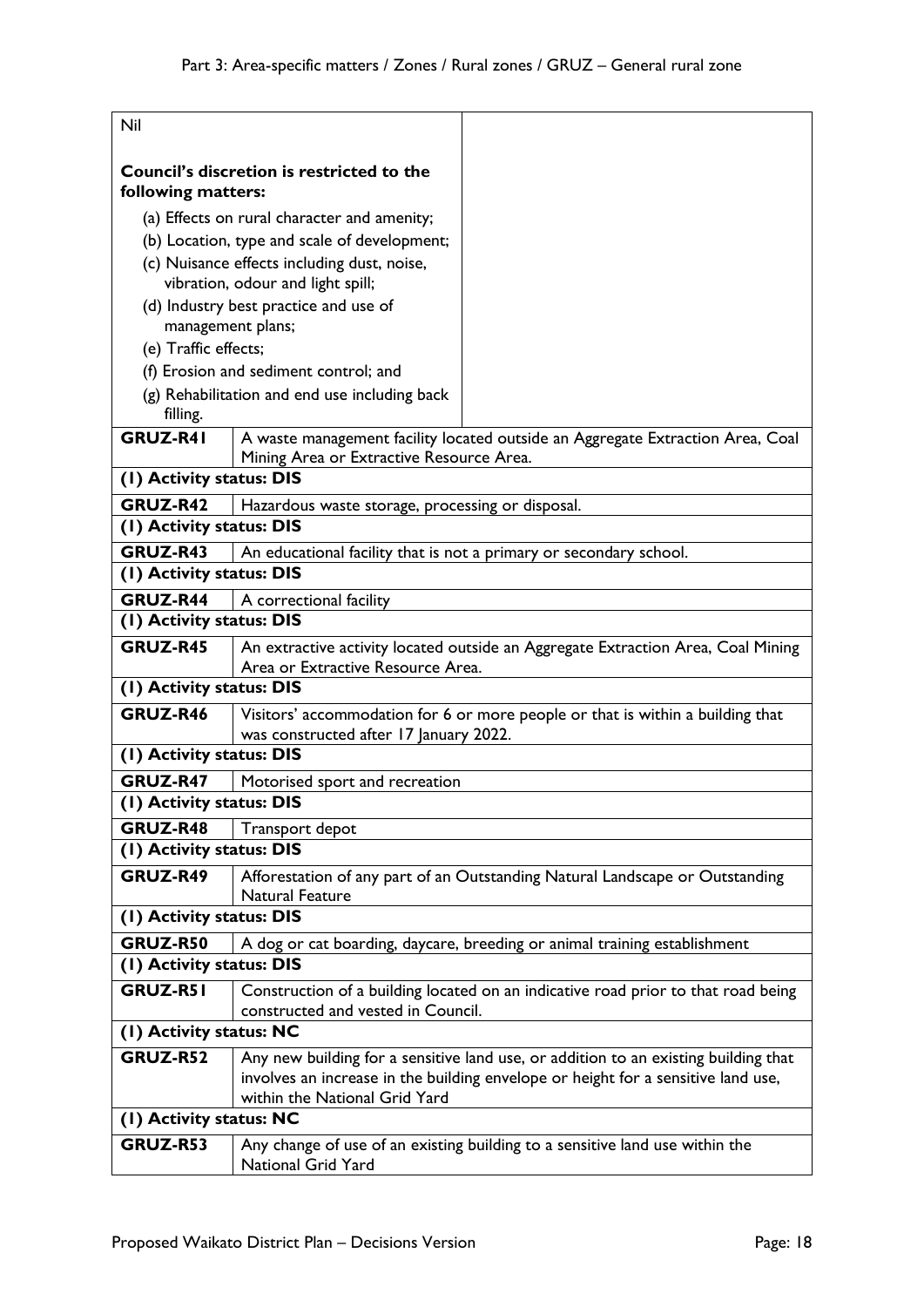| | |
|---|---|
| Nil<br><br>**Council's discretion is restricted to the following matters:**<br>(a) Effects on rural character and amenity;<br>(b) Location, type and scale of development;<br>(c) Nuisance effects including dust, noise, vibration, odour and light spill;<br>(d) Industry best practice and use of management plans;<br>(e) Traffic effects;<br>(f) Erosion and sediment control; and<br>(g) Rehabilitation and end use including back filling. | |
| **GRUZ-R41** | A waste management facility located outside an Aggregate Extraction Area, Coal Mining Area or Extractive Resource Area. |
| **(1) Activity status: DIS** | |
| **GRUZ-R42** | Hazardous waste storage, processing or disposal. |
| **(1) Activity status: DIS** | |
| **GRUZ-R43** | An educational facility that is not a primary or secondary school. |
| **(1) Activity status: DIS** | |
| **GRUZ-R44** | A correctional facility |
| **(1) Activity status: DIS** | |
| **GRUZ-R45** | An extractive activity located outside an Aggregate Extraction Area, Coal Mining Area or Extractive Resource Area. |
| **(1) Activity status: DIS** | |
| **GRUZ-R46** | Visitors' accommodation for 6 or more people or that is within a building that was constructed after 17 January 2022. |
| **(1) Activity status: DIS** | |
| **GRUZ-R47** | Motorised sport and recreation |
| **(1) Activity status: DIS** | |
| **GRUZ-R48** | Transport depot |
| **(1) Activity status: DIS** | |
| **GRUZ-R49** | Afforestation of any part of an Outstanding Natural Landscape or Outstanding Natural Feature |
| **(1) Activity status: DIS** | |
| **GRUZ-R50** | A dog or cat boarding, daycare, breeding or animal training establishment |
| **(1) Activity status: DIS** | |
| **GRUZ-R51** | Construction of a building located on an indicative road prior to that road being constructed and vested in Council. |
| **(1) Activity status: NC** | |
| **GRUZ-R52** | Any new building for a sensitive land use, or addition to an existing building that involves an increase in the building envelope or height for a sensitive land use, within the National Grid Yard |
| **(1) Activity status: NC** | |
| **GRUZ-R53** | Any change of use of an existing building to a sensitive land use within the National Grid Yard |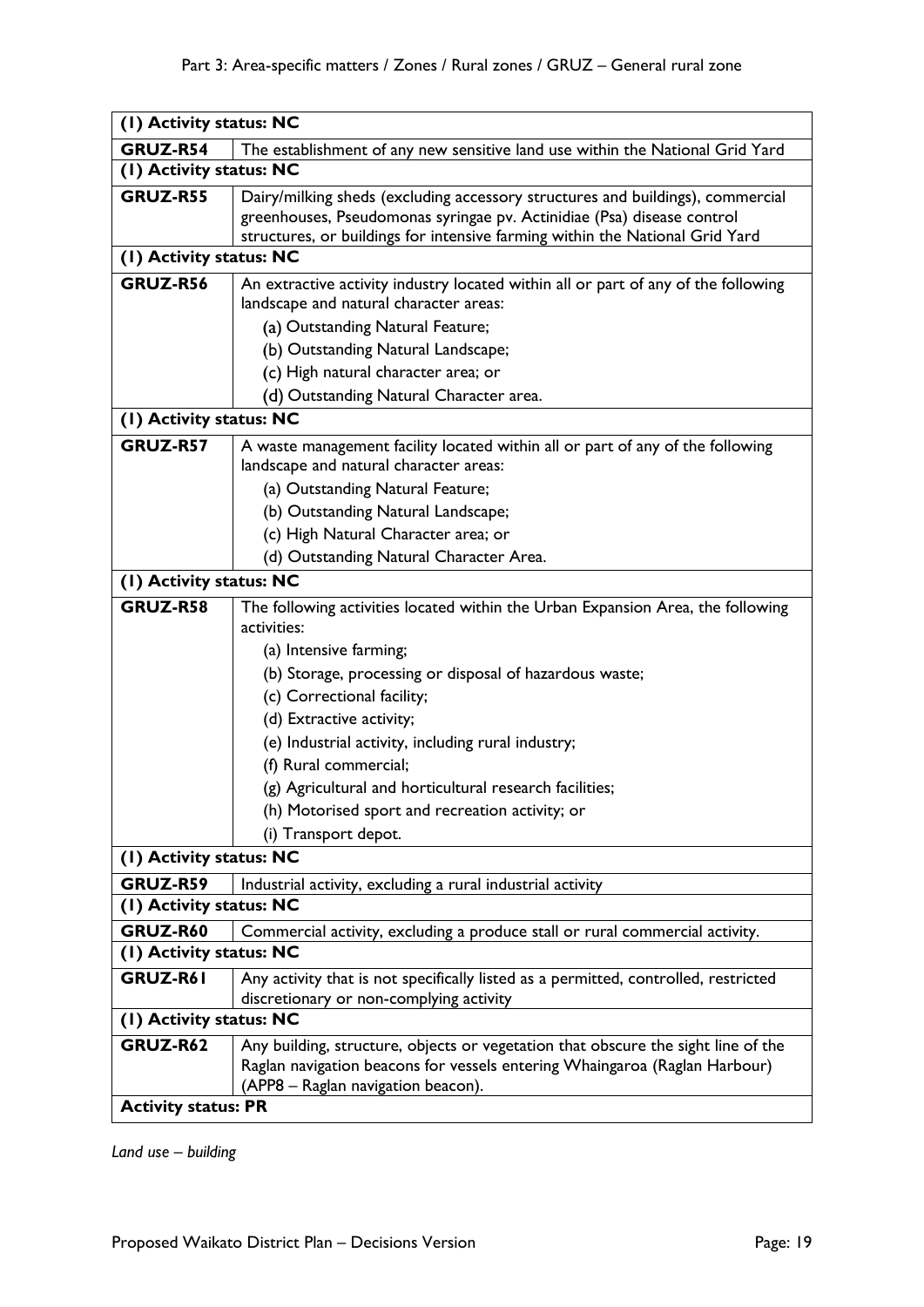| (1) Activity status: NC | |
|---|---|
| **GRUZ-R54** | The establishment of any new sensitive land use within the National Grid Yard |
| **(1) Activity status: NC** | |
| **GRUZ-R55** | Dairy/milking sheds (excluding accessory structures and buildings), commercial greenhouses, Pseudomonas syringae pv. Actinidiae (Psa) disease control structures, or buildings for intensive farming within the National Grid Yard |
| **(1) Activity status: NC** | |
| **GRUZ-R56** | An extractive activity industry located within all or part of any of the following landscape and natural character areas:<br>(a) Outstanding Natural Feature;<br>(b) Outstanding Natural Landscape;<br>(c) High natural character area; or<br>(d) Outstanding Natural Character area. |
| **(1) Activity status: NC** | |
| **GRUZ-R57** | A waste management facility located within all or part of any of the following landscape and natural character areas:<br>(a) Outstanding Natural Feature;<br>(b) Outstanding Natural Landscape;<br>(c) High Natural Character area; or<br>(d) Outstanding Natural Character Area. |
| **(1) Activity status: NC** | |
| **GRUZ-R58** | The following activities located within the Urban Expansion Area, the following activities:<br>(a) Intensive farming;<br>(b) Storage, processing or disposal of hazardous waste;<br>(c) Correctional facility;<br>(d) Extractive activity;<br>(e) Industrial activity, including rural industry;<br>(f) Rural commercial;<br>(g) Agricultural and horticultural research facilities;<br>(h) Motorised sport and recreation activity; or<br>(i) Transport depot. |
| **(1) Activity status: NC** | |
| **GRUZ-R59** | Industrial activity, excluding a rural industrial activity |
| **(1) Activity status: NC** | |
| **GRUZ-R60** | Commercial activity, excluding a produce stall or rural commercial activity. |
| **(1) Activity status: NC** | |
| **GRUZ-R61** | Any activity that is not specifically listed as a permitted, controlled, restricted discretionary or non-complying activity |
| **(1) Activity status: NC** | |
| **GRUZ-R62** | Any building, structure, objects or vegetation that obscure the sight line of the Raglan navigation beacons for vessels entering Whaingaroa (Raglan Harbour) (APP8 – Raglan navigation beacon). |
| **Activity status: PR** | |

*Land use – building*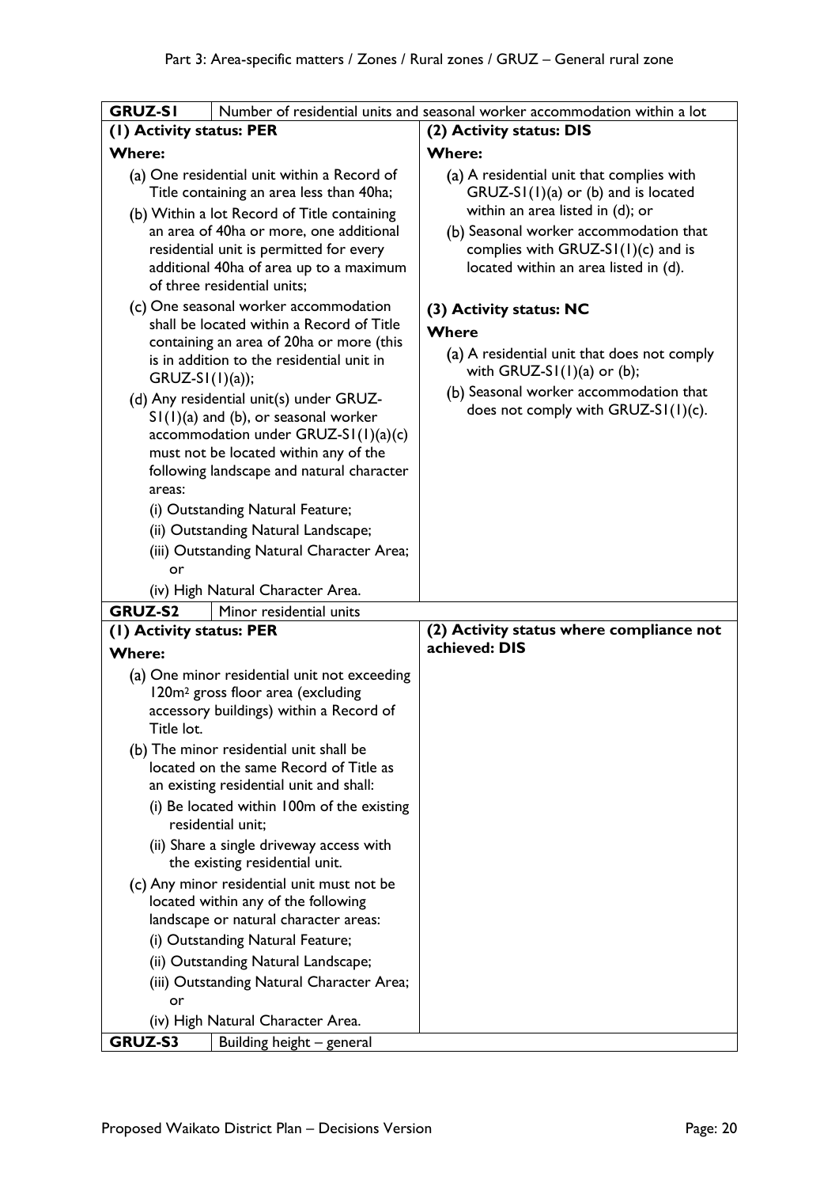| GRUZ-S1 | Number of residential units and seasonal worker accommodation within a lot |
|---|---|
| **(1) Activity status: PER**<br><br>**Where:**<br><br>(a) One residential unit within a Record of Title containing an area less than 40ha;<br><br>(b) Within a lot Record of Title containing an area of 40ha or more, one additional residential unit is permitted for every additional 40ha of area up to a maximum of three residential units;<br><br>(c) One seasonal worker accommodation shall be located within a Record of Title containing an area of 20ha or more (this is in addition to the residential unit in GRUZ-S1(1)(a));<br><br>(d) Any residential unit(s) under GRUZ-S1(1)(a) and (b), or seasonal worker accommodation under GRUZ-S1(1)(a)(c) must not be located within any of the following landscape and natural character areas:<br><br>(i) Outstanding Natural Feature;<br><br>(ii) Outstanding Natural Landscape;<br><br>(iii) Outstanding Natural Character Area; or<br><br>(iv) High Natural Character Area. | **(2) Activity status: DIS**<br><br>**Where:**<br><br>(a) A residential unit that complies with GRUZ-S1(1)(a) or (b) and is located within an area listed in (d); or<br><br>(b) Seasonal worker accommodation that complies with GRUZ-S1(1)(c) and is located within an area listed in (d).<br><br>**(3) Activity status: NC**<br><br>**Where**<br><br>(a) A residential unit that does not comply with GRUZ-S1(1)(a) or (b);<br><br>(b) Seasonal worker accommodation that does not comply with GRUZ-S1(1)(c). |
| **GRUZ-S2** | Minor residential units |
| **(1) Activity status: PER**<br><br>**Where:**<br><br>(a) One minor residential unit not exceeding 120m² gross floor area (excluding accessory buildings) within a Record of Title lot.<br><br>(b) The minor residential unit shall be located on the same Record of Title as an existing residential unit and shall:<br><br>(i) Be located within 100m of the existing residential unit;<br><br>(ii) Share a single driveway access with the existing residential unit.<br><br>(c) Any minor residential unit must not be located within any of the following landscape or natural character areas:<br><br>(i) Outstanding Natural Feature;<br><br>(ii) Outstanding Natural Landscape;<br><br>(iii) Outstanding Natural Character Area; or<br><br>(iv) High Natural Character Area. | **(2) Activity status where compliance not achieved: DIS** |
| **GRUZ-S3** | Building height – general |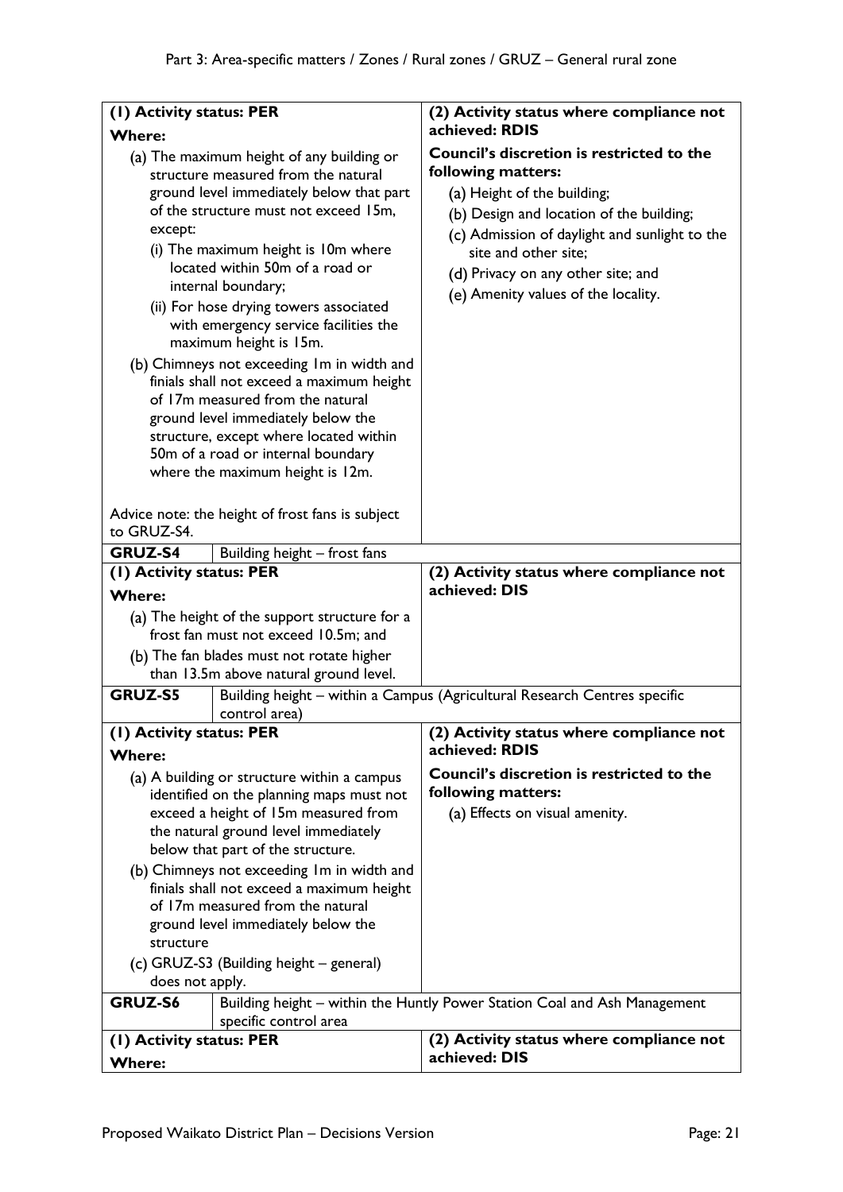| (1) Activity status: PER | (2) Activity status where compliance not achieved: RDIS |
|---|---|
| **Where:**<br>(a) The maximum height of any building or structure measured from the natural ground level immediately below that part of the structure must not exceed 15m, except:<br>(i) The maximum height is 10m where located within 50m of a road or internal boundary;<br>(ii) For hose drying towers associated with emergency service facilities the maximum height is 15m.<br>(b) Chimneys not exceeding 1m in width and finials shall not exceed a maximum height of 17m measured from the natural ground level immediately below the structure, except where located within 50m of a road or internal boundary where the maximum height is 12m.<br><br>Advice note: the height of frost fans is subject to GRUZ-S4. | **Council's discretion is restricted to the following matters:**<br>(a) Height of the building;<br>(b) Design and location of the building;<br>(c) Admission of daylight and sunlight to the site and other site;<br>(d) Privacy on any other site; and<br>(e) Amenity values of the locality. |

| **GRUZ-S4** | Building height – frost fans |
|---|---|
| **(1) Activity status: PER**<br>**Where:**<br>(a) The height of the support structure for a frost fan must not exceed 10.5m; and<br>(b) The fan blades must not rotate higher than 13.5m above natural ground level. | **(2) Activity status where compliance not achieved: DIS** |

| **GRUZ-S5** | Building height – within a Campus (Agricultural Research Centres specific control area) |
|---|---|
| **(1) Activity status: PER**<br>**Where:**<br>(a) A building or structure within a campus identified on the planning maps must not exceed a height of 15m measured from the natural ground level immediately below that part of the structure.<br>(b) Chimneys not exceeding 1m in width and finials shall not exceed a maximum height of 17m measured from the natural ground level immediately below the structure<br>(c) GRUZ-S3 (Building height – general) does not apply. | **(2) Activity status where compliance not achieved: RDIS**<br>**Council's discretion is restricted to the following matters:**<br>(a) Effects on visual amenity. |

| **GRUZ-S6** | Building height – within the Huntly Power Station Coal and Ash Management specific control area |
|---|---|
| **(1) Activity status: PER**<br>**Where:** | **(2) Activity status where compliance not achieved: DIS** |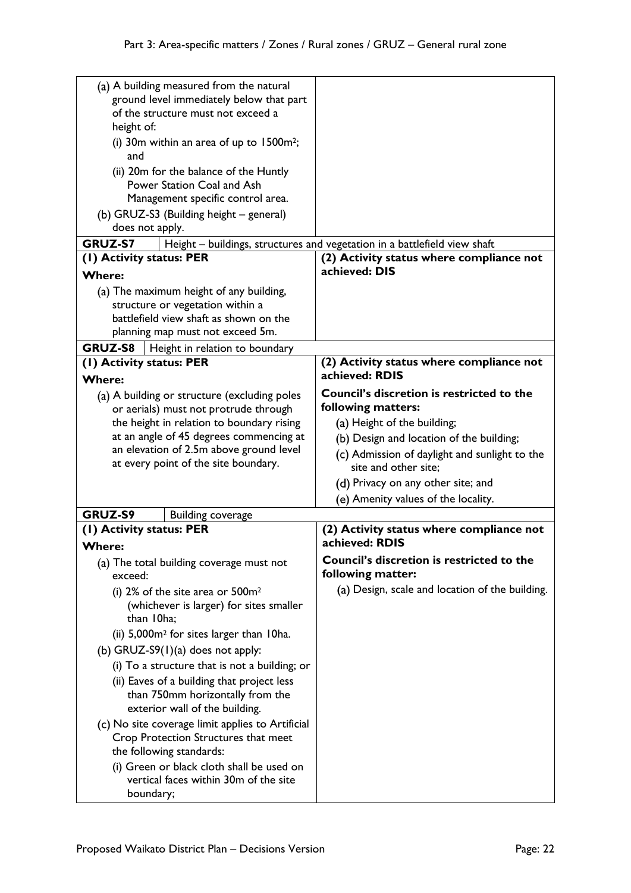| | |
|---|---|
| (a) A building measured from the natural ground level immediately below that part of the structure must not exceed a height of:<br>(i) 30m within an area of up to 1500m²; and<br>(ii) 20m for the balance of the Huntly Power Station Coal and Ash Management specific control area.<br>(b) GRUZ-S3 (Building height – general) does not apply. | |
| **GRUZ-S7** Height – buildings, structures and vegetation in a battlefield view shaft | |
| **(1) Activity status: PER**<br>**Where:**<br>(a) The maximum height of any building, structure or vegetation within a battlefield view shaft as shown on the planning map must not exceed 5m. | **(2) Activity status where compliance not achieved: DIS** |
| **GRUZ-S8** Height in relation to boundary | |
| **(1) Activity status: PER**<br>**Where:**<br>(a) A building or structure (excluding poles or aerials) must not protrude through the height in relation to boundary rising at an angle of 45 degrees commencing at an elevation of 2.5m above ground level at every point of the site boundary. | **(2) Activity status where compliance not achieved: RDIS**<br>**Council's discretion is restricted to the following matters:**<br>(a) Height of the building;<br>(b) Design and location of the building;<br>(c) Admission of daylight and sunlight to the site and other site;<br>(d) Privacy on any other site; and<br>(e) Amenity values of the locality. |
| **GRUZ-S9** Building coverage | |
| **(1) Activity status: PER**<br>**Where:**<br>(a) The total building coverage must not exceed:<br>(i) 2% of the site area or 500m² (whichever is larger) for sites smaller than 10ha;<br>(ii) 5,000m² for sites larger than 10ha.<br>(b) GRUZ-S9(1)(a) does not apply:<br>(i) To a structure that is not a building; or<br>(ii) Eaves of a building that project less than 750mm horizontally from the exterior wall of the building.<br>(c) No site coverage limit applies to Artificial Crop Protection Structures that meet the following standards:<br>(i) Green or black cloth shall be used on vertical faces within 30m of the site boundary; | **(2) Activity status where compliance not achieved: RDIS**<br>**Council's discretion is restricted to the following matter:**<br>(a) Design, scale and location of the building. |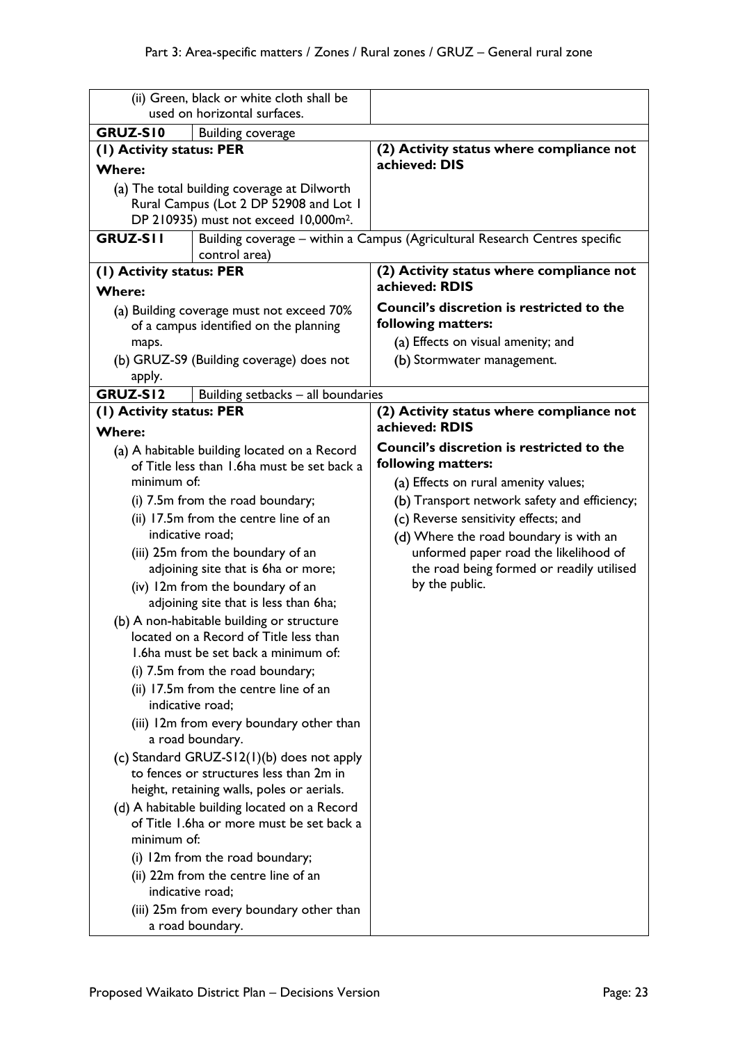| | |
|---|---|
| (ii) Green, black or white cloth shall be used on horizontal surfaces. | |
| **GRUZ-S10** Building coverage | |
| **(1) Activity status: PER**<br>**Where:**<br>(a) The total building coverage at Dilworth Rural Campus (Lot 2 DP 52908 and Lot 1 DP 210935) must not exceed 10,000m$^2$. | **(2) Activity status where compliance not achieved: DIS** |
| **GRUZ-S11** Building coverage – within a Campus (Agricultural Research Centres specific control area) | |
| **(1) Activity status: PER**<br>**Where:**<br>(a) Building coverage must not exceed 70% of a campus identified on the planning maps.<br>(b) GRUZ-S9 (Building coverage) does not apply. | **(2) Activity status where compliance not achieved: RDIS**<br>**Council's discretion is restricted to the following matters:**<br>(a) Effects on visual amenity; and<br>(b) Stormwater management. |
| **GRUZ-S12** Building setbacks – all boundaries | |
| **(1) Activity status: PER**<br>**Where:**<br>(a) A habitable building located on a Record of Title less than 1.6ha must be set back a minimum of:<br>(i) 7.5m from the road boundary;<br>(ii) 17.5m from the centre line of an indicative road;<br>(iii) 25m from the boundary of an adjoining site that is 6ha or more;<br>(iv) 12m from the boundary of an adjoining site that is less than 6ha;<br>(b) A non-habitable building or structure located on a Record of Title less than 1.6ha must be set back a minimum of:<br>(i) 7.5m from the road boundary;<br>(ii) 17.5m from the centre line of an indicative road;<br>(iii) 12m from every boundary other than a road boundary.<br>(c) Standard GRUZ-S12(1)(b) does not apply to fences or structures less than 2m in height, retaining walls, poles or aerials.<br>(d) A habitable building located on a Record of Title 1.6ha or more must be set back a minimum of:<br>(i) 12m from the road boundary;<br>(ii) 22m from the centre line of an indicative road;<br>(iii) 25m from every boundary other than a road boundary. | **(2) Activity status where compliance not achieved: RDIS**<br>**Council's discretion is restricted to the following matters:**<br>(a) Effects on rural amenity values;<br>(b) Transport network safety and efficiency;<br>(c) Reverse sensitivity effects; and<br>(d) Where the road boundary is with an unformed paper road the likelihood of the road being formed or readily utilised by the public. |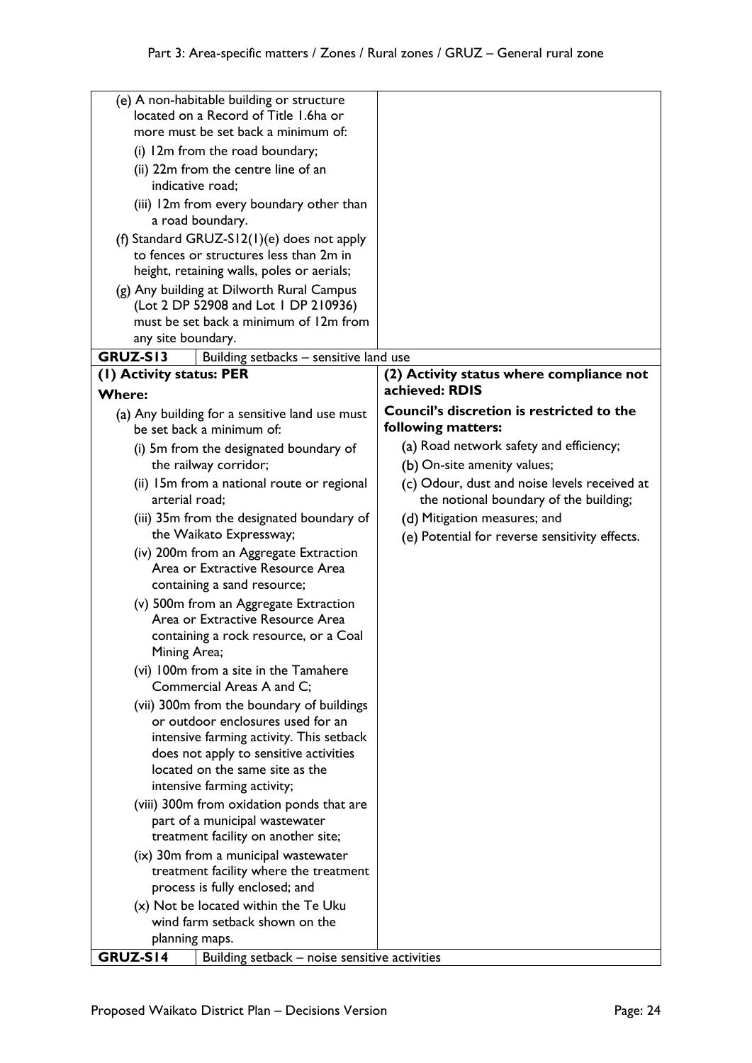| | |
|---|---|
| (e) A non-habitable building or structure located on a Record of Title 1.6ha or more must be set back a minimum of:<br>(i) 12m from the road boundary;<br>(ii) 22m from the centre line of an indicative road;<br>(iii) 12m from every boundary other than a road boundary.<br>(f) Standard GRUZ-S12(1)(e) does not apply to fences or structures less than 2m in height, retaining walls, poles or aerials;<br>(g) Any building at Dilworth Rural Campus (Lot 2 DP 52908 and Lot 1 DP 210936) must be set back a minimum of 12m from any site boundary. | |
| **GRUZ-S13** Building setbacks – sensitive land use | |
| **(1) Activity status: PER**<br>**Where:**<br>(a) Any building for a sensitive land use must be set back a minimum of:<br>(i) 5m from the designated boundary of the railway corridor;<br>(ii) 15m from a national route or regional arterial road;<br>(iii) 35m from the designated boundary of the Waikato Expressway;<br>(iv) 200m from an Aggregate Extraction Area or Extractive Resource Area containing a sand resource;<br>(v) 500m from an Aggregate Extraction Area or Extractive Resource Area containing a rock resource, or a Coal Mining Area;<br>(vi) 100m from a site in the Tamahere Commercial Areas A and C;<br>(vii) 300m from the boundary of buildings or outdoor enclosures used for an intensive farming activity. This setback does not apply to sensitive activities located on the same site as the intensive farming activity;<br>(viii) 300m from oxidation ponds that are part of a municipal wastewater treatment facility on another site;<br>(ix) 30m from a municipal wastewater treatment facility where the treatment process is fully enclosed; and<br>(x) Not be located within the Te Uku wind farm setback shown on the planning maps. | **(2) Activity status where compliance not achieved: RDIS**<br>**Council's discretion is restricted to the following matters:**<br>(a) Road network safety and efficiency;<br>(b) On-site amenity values;<br>(c) Odour, dust and noise levels received at the notional boundary of the building;<br>(d) Mitigation measures; and<br>(e) Potential for reverse sensitivity effects. |
| **GRUZ-S14** Building setback – noise sensitive activities | |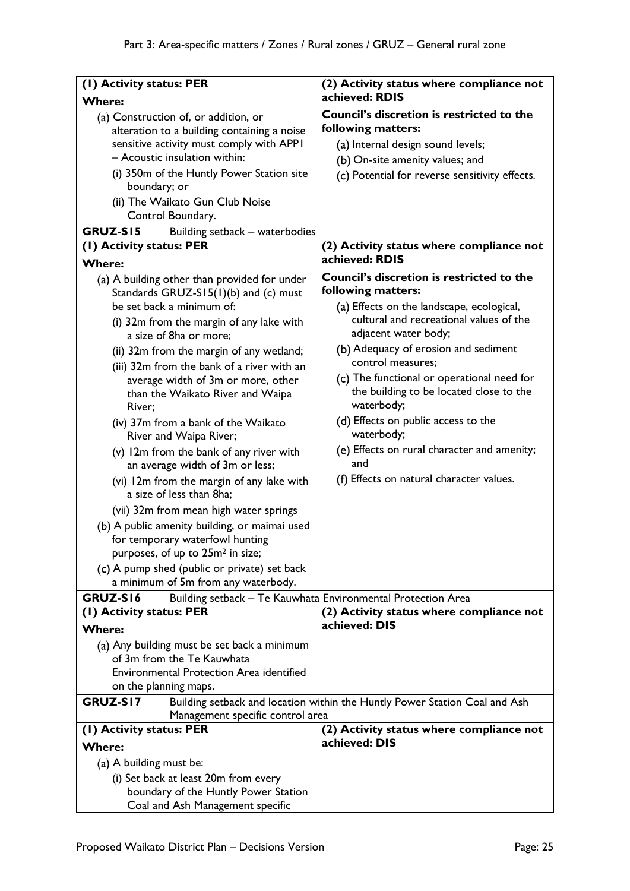| (1) Activity status: PER<br>**Where:**<br>(a) Construction of, or addition, or alteration to a building containing a noise sensitive activity must comply with APP1 – Acoustic insulation within:<br>(i) 350m of the Huntly Power Station site boundary; or<br>(ii) The Waikato Gun Club Noise Control Boundary. | (2) Activity status where compliance not achieved: RDIS<br>**Council's discretion is restricted to the following matters:**<br>(a) Internal design sound levels;<br>(b) On-site amenity values; and<br>(c) Potential for reverse sensitivity effects. |
|---|---|
| **GRUZ-S15** Building setback – waterbodies | |
| **(1) Activity status: PER**<br>**Where:**<br>(a) A building other than provided for under Standards GRUZ-S15(1)(b) and (c) must be set back a minimum of:<br>(i) 32m from the margin of any lake with a size of 8ha or more;<br>(ii) 32m from the margin of any wetland;<br>(iii) 32m from the bank of a river with an average width of 3m or more, other than the Waikato River and Waipa River;<br>(iv) 37m from a bank of the Waikato River and Waipa River;<br>(v) 12m from the bank of any river with an average width of 3m or less;<br>(vi) 12m from the margin of any lake with a size of less than 8ha;<br>(vii) 32m from mean high water springs<br>(b) A public amenity building, or maimai used for temporary waterfowl hunting purposes, of up to 25m$^2$ in size;<br>(c) A pump shed (public or private) set back a minimum of 5m from any waterbody. | **(2) Activity status where compliance not achieved: RDIS**<br>**Council's discretion is restricted to the following matters:**<br>(a) Effects on the landscape, ecological, cultural and recreational values of the adjacent water body;<br>(b) Adequacy of erosion and sediment control measures;<br>(c) The functional or operational need for the building to be located close to the waterbody;<br>(d) Effects on public access to the waterbody;<br>(e) Effects on rural character and amenity; and<br>(f) Effects on natural character values. |
| **GRUZ-S16** Building setback – Te Kauwhata Environmental Protection Area | |
| **(1) Activity status: PER**<br>**Where:**<br>(a) Any building must be set back a minimum of 3m from the Te Kauwhata Environmental Protection Area identified on the planning maps. | **(2) Activity status where compliance not achieved: DIS** |
| **GRUZ-S17** Building setback and location within the Huntly Power Station Coal and Ash Management specific control area | |
| **(1) Activity status: PER**<br>**Where:**<br>(a) A building must be:<br>(i) Set back at least 20m from every boundary of the Huntly Power Station Coal and Ash Management specific | **(2) Activity status where compliance not achieved: DIS** |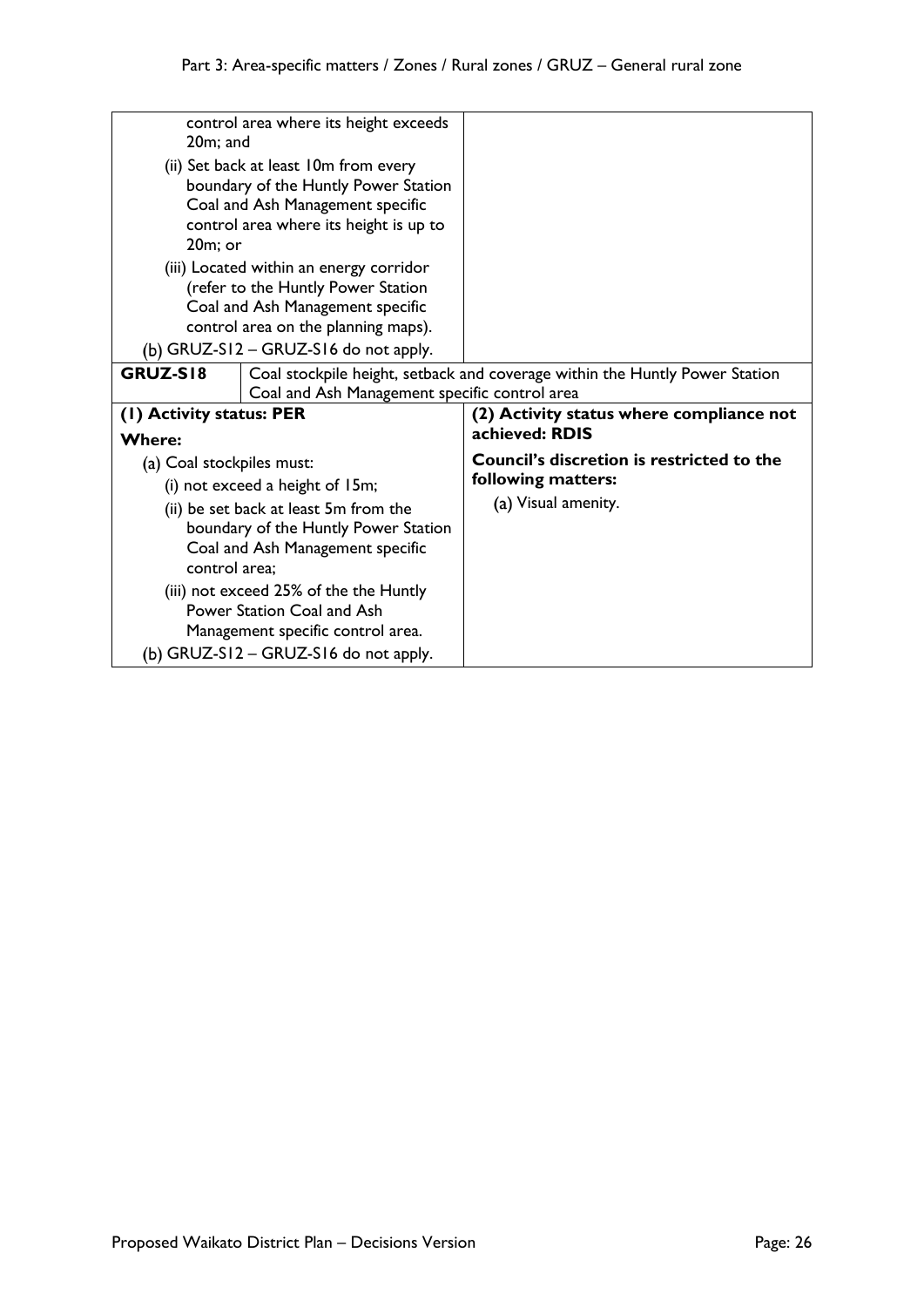| | |
|---|---|
| control area where its height exceeds 20m; and<br>(ii) Set back at least 10m from every boundary of the Huntly Power Station Coal and Ash Management specific control area where its height is up to 20m; or<br>(iii) Located within an energy corridor (refer to the Huntly Power Station Coal and Ash Management specific control area on the planning maps).<br>(b) GRUZ-S12 – GRUZ-S16 do not apply. | |
| **GRUZ-S18** Coal stockpile height, setback and coverage within the Huntly Power Station Coal and Ash Management specific control area | |
| **(1) Activity status: PER**<br>**Where:**<br>(a) Coal stockpiles must:<br>(i) not exceed a height of 15m;<br>(ii) be set back at least 5m from the boundary of the Huntly Power Station Coal and Ash Management specific control area;<br>(iii) not exceed 25% of the the Huntly Power Station Coal and Ash Management specific control area.<br>(b) GRUZ-S12 – GRUZ-S16 do not apply. | **(2) Activity status where compliance not achieved: RDIS**<br>**Council's discretion is restricted to the following matters:**<br>(a) Visual amenity. |